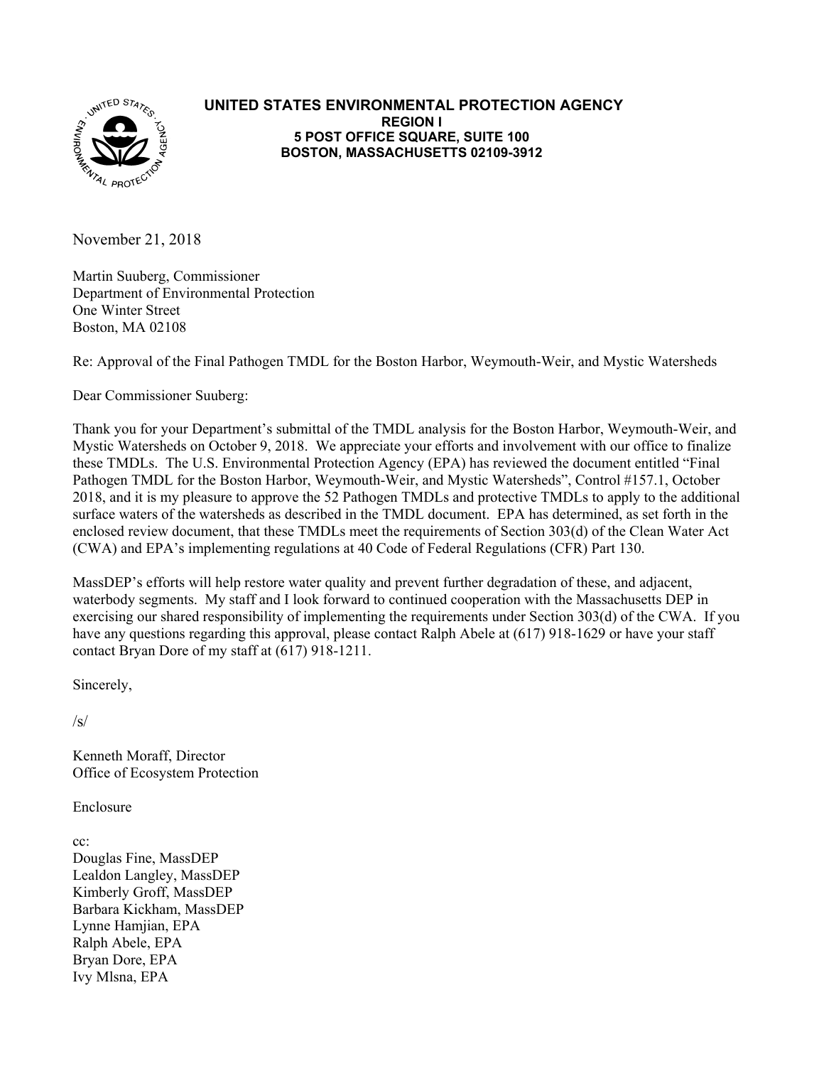**UNITED STATES ENVIRONMENTAL PROTECTION AGENCY**
**REGION I**
**5 POST OFFICE SQUARE, SUITE 100**
**BOSTON, MASSACHUSETTS 02109-3912**

November 21, 2018

Martin Suuberg, Commissioner
Department of Environmental Protection
One Winter Street
Boston, MA 02108

Re: Approval of the Final Pathogen TMDL for the Boston Harbor, Weymouth-Weir, and Mystic Watersheds

Dear Commissioner Suuberg:

Thank you for your Department's submittal of the TMDL analysis for the Boston Harbor, Weymouth-Weir, and Mystic Watersheds on October 9, 2018. We appreciate your efforts and involvement with our office to finalize these TMDLs. The U.S. Environmental Protection Agency (EPA) has reviewed the document entitled "Final Pathogen TMDL for the Boston Harbor, Weymouth-Weir, and Mystic Watersheds", Control #157.1, October 2018, and it is my pleasure to approve the 52 Pathogen TMDLs and protective TMDLs to apply to the additional surface waters of the watersheds as described in the TMDL document. EPA has determined, as set forth in the enclosed review document, that these TMDLs meet the requirements of Section 303(d) of the Clean Water Act (CWA) and EPA's implementing regulations at 40 Code of Federal Regulations (CFR) Part 130.

MassDEP's efforts will help restore water quality and prevent further degradation of these, and adjacent, waterbody segments. My staff and I look forward to continued cooperation with the Massachusetts DEP in exercising our shared responsibility of implementing the requirements under Section 303(d) of the CWA. If you have any questions regarding this approval, please contact Ralph Abele at (617) 918-1629 or have your staff contact Bryan Dore of my staff at (617) 918-1211.

Sincerely,

/s/

Kenneth Moraff, Director
Office of Ecosystem Protection

Enclosure

cc:
Douglas Fine, MassDEP
Lealdon Langley, MassDEP
Kimberly Groff, MassDEP
Barbara Kickham, MassDEP
Lynne Hamjian, EPA
Ralph Abele, EPA
Bryan Dore, EPA
Ivy Mlsna, EPA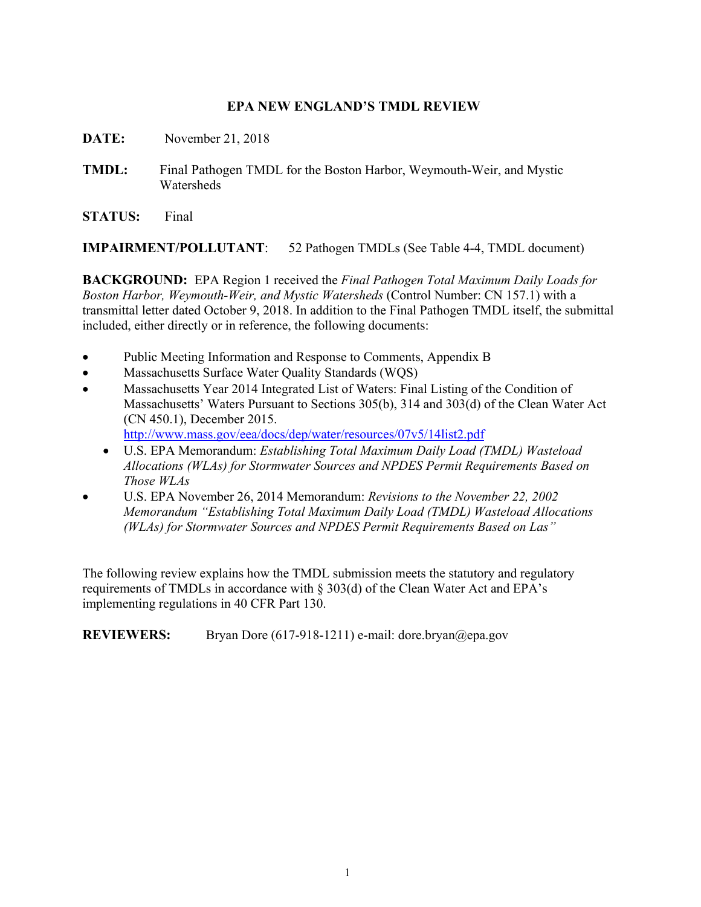# EPA NEW ENGLAND'S TMDL REVIEW

**DATE:** November 21, 2018

**TMDL:** Final Pathogen TMDL for the Boston Harbor, Weymouth-Weir, and Mystic Watersheds

**STATUS:** Final

**IMPAIRMENT/POLLUTANT**: 52 Pathogen TMDLs (See Table 4-4, TMDL document)

**BACKGROUND:** EPA Region 1 received the *Final Pathogen Total Maximum Daily Loads for Boston Harbor, Weymouth-Weir, and Mystic Watersheds* (Control Number: CN 157.1) with a transmittal letter dated October 9, 2018. In addition to the Final Pathogen TMDL itself, the submittal included, either directly or in reference, the following documents:

- Public Meeting Information and Response to Comments, Appendix B
- Massachusetts Surface Water Quality Standards (WQS)
- Massachusetts Year 2014 Integrated List of Waters: Final Listing of the Condition of Massachusetts' Waters Pursuant to Sections 305(b), 314 and 303(d) of the Clean Water Act (CN 450.1), December 2015. http://www.mass.gov/eea/docs/dep/water/resources/07v5/14list2.pdf
- U.S. EPA Memorandum: *Establishing Total Maximum Daily Load (TMDL) Wasteload Allocations (WLAs) for Stormwater Sources and NPDES Permit Requirements Based on Those WLAs*
- U.S. EPA November 26, 2014 Memorandum: *Revisions to the November 22, 2002 Memorandum "Establishing Total Maximum Daily Load (TMDL) Wasteload Allocations (WLAs) for Stormwater Sources and NPDES Permit Requirements Based on Las"*

The following review explains how the TMDL submission meets the statutory and regulatory requirements of TMDLs in accordance with § 303(d) of the Clean Water Act and EPA's implementing regulations in 40 CFR Part 130.

**REVIEWERS:** Bryan Dore (617-918-1211) e-mail: dore.bryan@epa.gov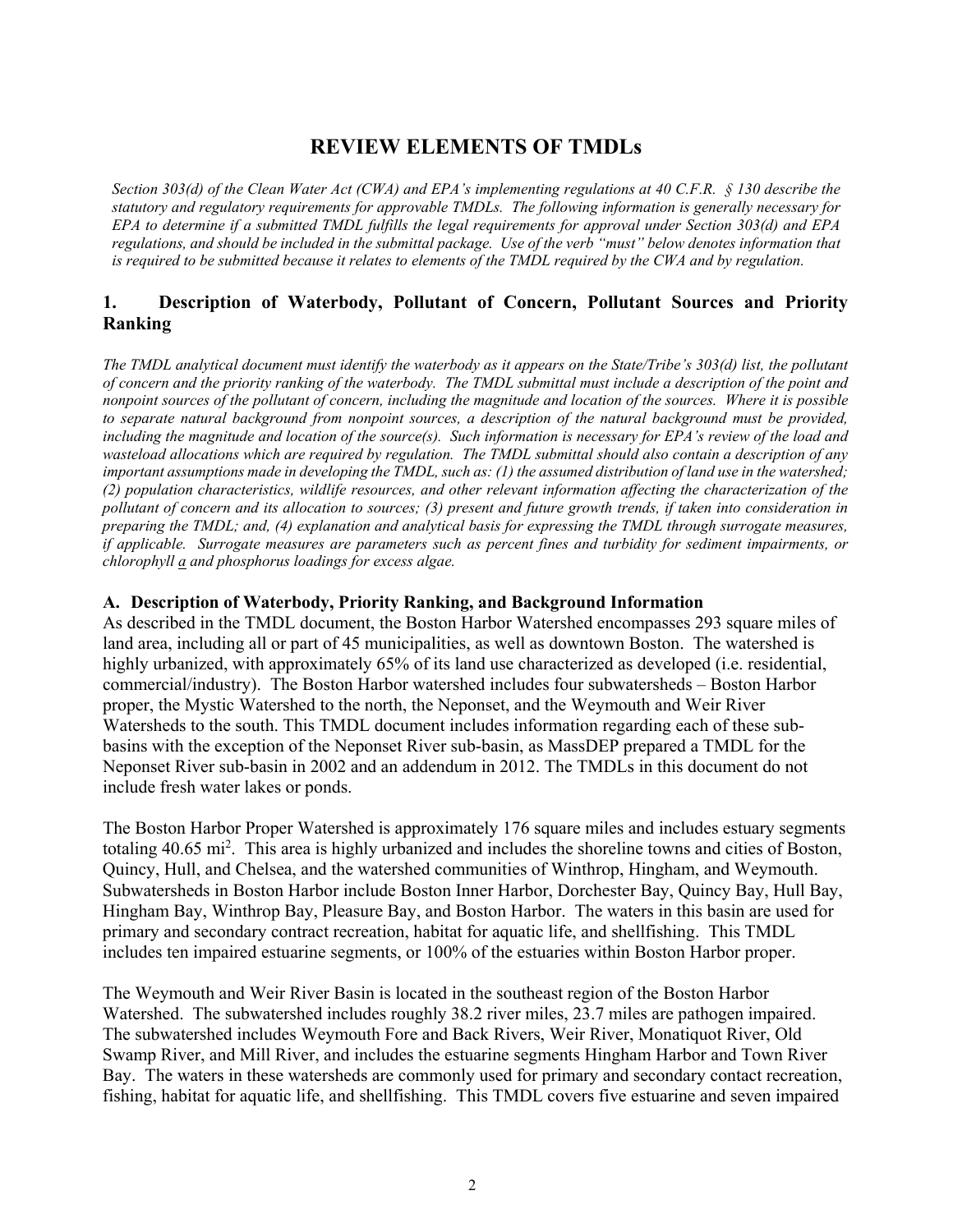# REVIEW ELEMENTS OF TMDLs

*Section 303(d) of the Clean Water Act (CWA) and EPA's implementing regulations at 40 C.F.R. § 130 describe the statutory and regulatory requirements for approvable TMDLs. The following information is generally necessary for EPA to determine if a submitted TMDL fulfills the legal requirements for approval under Section 303(d) and EPA regulations, and should be included in the submittal package. Use of the verb "must" below denotes information that is required to be submitted because it relates to elements of the TMDL required by the CWA and by regulation.*

## 1. Description of Waterbody, Pollutant of Concern, Pollutant Sources and Priority Ranking

*The TMDL analytical document must identify the waterbody as it appears on the State/Tribe's 303(d) list, the pollutant of concern and the priority ranking of the waterbody. The TMDL submittal must include a description of the point and nonpoint sources of the pollutant of concern, including the magnitude and location of the sources. Where it is possible to separate natural background from nonpoint sources, a description of the natural background must be provided, including the magnitude and location of the source(s). Such information is necessary for EPA's review of the load and wasteload allocations which are required by regulation. The TMDL submittal should also contain a description of any important assumptions made in developing the TMDL, such as: (1) the assumed distribution of land use in the watershed; (2) population characteristics, wildlife resources, and other relevant information affecting the characterization of the pollutant of concern and its allocation to sources; (3) present and future growth trends, if taken into consideration in preparing the TMDL; and, (4) explanation and analytical basis for expressing the TMDL through surrogate measures, if applicable. Surrogate measures are parameters such as percent fines and turbidity for sediment impairments, or chlorophyll a and phosphorus loadings for excess algae.*

### A. Description of Waterbody, Priority Ranking, and Background Information

As described in the TMDL document, the Boston Harbor Watershed encompasses 293 square miles of land area, including all or part of 45 municipalities, as well as downtown Boston. The watershed is highly urbanized, with approximately 65% of its land use characterized as developed (i.e. residential, commercial/industry). The Boston Harbor watershed includes four subwatersheds – Boston Harbor proper, the Mystic Watershed to the north, the Neponset, and the Weymouth and Weir River Watersheds to the south. This TMDL document includes information regarding each of these sub-basins with the exception of the Neponset River sub-basin, as MassDEP prepared a TMDL for the Neponset River sub-basin in 2002 and an addendum in 2012. The TMDLs in this document do not include fresh water lakes or ponds.

The Boston Harbor Proper Watershed is approximately 176 square miles and includes estuary segments totaling 40.65 mi$^2$. This area is highly urbanized and includes the shoreline towns and cities of Boston, Quincy, Hull, and Chelsea, and the watershed communities of Winthrop, Hingham, and Weymouth. Subwatersheds in Boston Harbor include Boston Inner Harbor, Dorchester Bay, Quincy Bay, Hull Bay, Hingham Bay, Winthrop Bay, Pleasure Bay, and Boston Harbor. The waters in this basin are used for primary and secondary contract recreation, habitat for aquatic life, and shellfishing. This TMDL includes ten impaired estuarine segments, or 100% of the estuaries within Boston Harbor proper.

The Weymouth and Weir River Basin is located in the southeast region of the Boston Harbor Watershed. The subwatershed includes roughly 38.2 river miles, 23.7 miles are pathogen impaired. The subwatershed includes Weymouth Fore and Back Rivers, Weir River, Monatiquot River, Old Swamp River, and Mill River, and includes the estuarine segments Hingham Harbor and Town River Bay. The waters in these watersheds are commonly used for primary and secondary contact recreation, fishing, habitat for aquatic life, and shellfishing. This TMDL covers five estuarine and seven impaired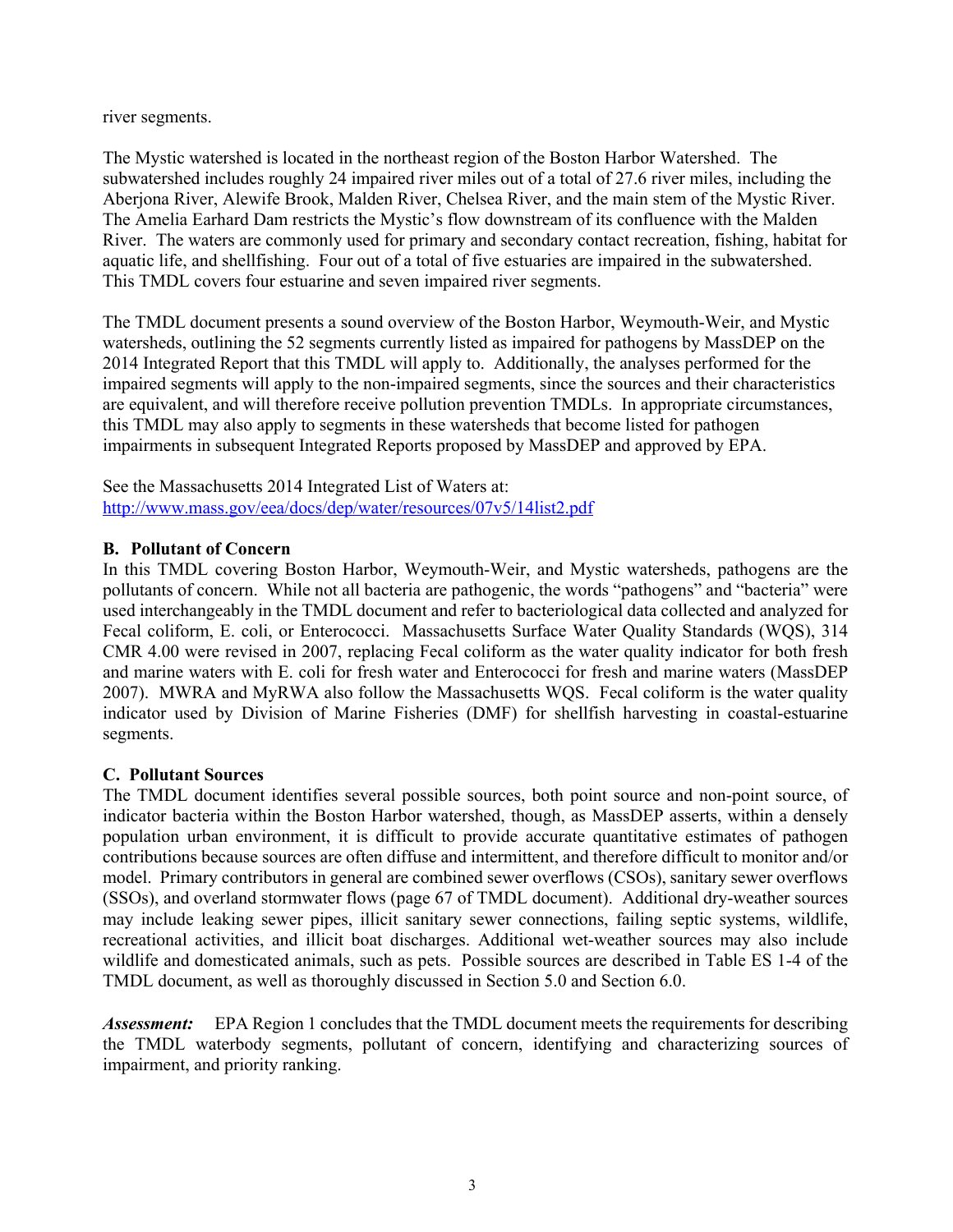river segments.

The Mystic watershed is located in the northeast region of the Boston Harbor Watershed. The subwatershed includes roughly 24 impaired river miles out of a total of 27.6 river miles, including the Aberjona River, Alewife Brook, Malden River, Chelsea River, and the main stem of the Mystic River. The Amelia Earhard Dam restricts the Mystic's flow downstream of its confluence with the Malden River. The waters are commonly used for primary and secondary contact recreation, fishing, habitat for aquatic life, and shellfishing. Four out of a total of five estuaries are impaired in the subwatershed. This TMDL covers four estuarine and seven impaired river segments.

The TMDL document presents a sound overview of the Boston Harbor, Weymouth-Weir, and Mystic watersheds, outlining the 52 segments currently listed as impaired for pathogens by MassDEP on the 2014 Integrated Report that this TMDL will apply to. Additionally, the analyses performed for the impaired segments will apply to the non-impaired segments, since the sources and their characteristics are equivalent, and will therefore receive pollution prevention TMDLs. In appropriate circumstances, this TMDL may also apply to segments in these watersheds that become listed for pathogen impairments in subsequent Integrated Reports proposed by MassDEP and approved by EPA.

See the Massachusetts 2014 Integrated List of Waters at:
http://www.mass.gov/eea/docs/dep/water/resources/07v5/14list2.pdf

### B. Pollutant of Concern

In this TMDL covering Boston Harbor, Weymouth-Weir, and Mystic watersheds, pathogens are the pollutants of concern. While not all bacteria are pathogenic, the words "pathogens" and "bacteria" were used interchangeably in the TMDL document and refer to bacteriological data collected and analyzed for Fecal coliform, E. coli, or Enterococci. Massachusetts Surface Water Quality Standards (WQS), 314 CMR 4.00 were revised in 2007, replacing Fecal coliform as the water quality indicator for both fresh and marine waters with E. coli for fresh water and Enterococci for fresh and marine waters (MassDEP 2007). MWRA and MyRWA also follow the Massachusetts WQS. Fecal coliform is the water quality indicator used by Division of Marine Fisheries (DMF) for shellfish harvesting in coastal-estuarine segments.

### C. Pollutant Sources

The TMDL document identifies several possible sources, both point source and non-point source, of indicator bacteria within the Boston Harbor watershed, though, as MassDEP asserts, within a densely population urban environment, it is difficult to provide accurate quantitative estimates of pathogen contributions because sources are often diffuse and intermittent, and therefore difficult to monitor and/or model. Primary contributors in general are combined sewer overflows (CSOs), sanitary sewer overflows (SSOs), and overland stormwater flows (page 67 of TMDL document). Additional dry-weather sources may include leaking sewer pipes, illicit sanitary sewer connections, failing septic systems, wildlife, recreational activities, and illicit boat discharges. Additional wet-weather sources may also include wildlife and domesticated animals, such as pets. Possible sources are described in Table ES 1-4 of the TMDL document, as well as thoroughly discussed in Section 5.0 and Section 6.0.

***Assessment:*** EPA Region 1 concludes that the TMDL document meets the requirements for describing the TMDL waterbody segments, pollutant of concern, identifying and characterizing sources of impairment, and priority ranking.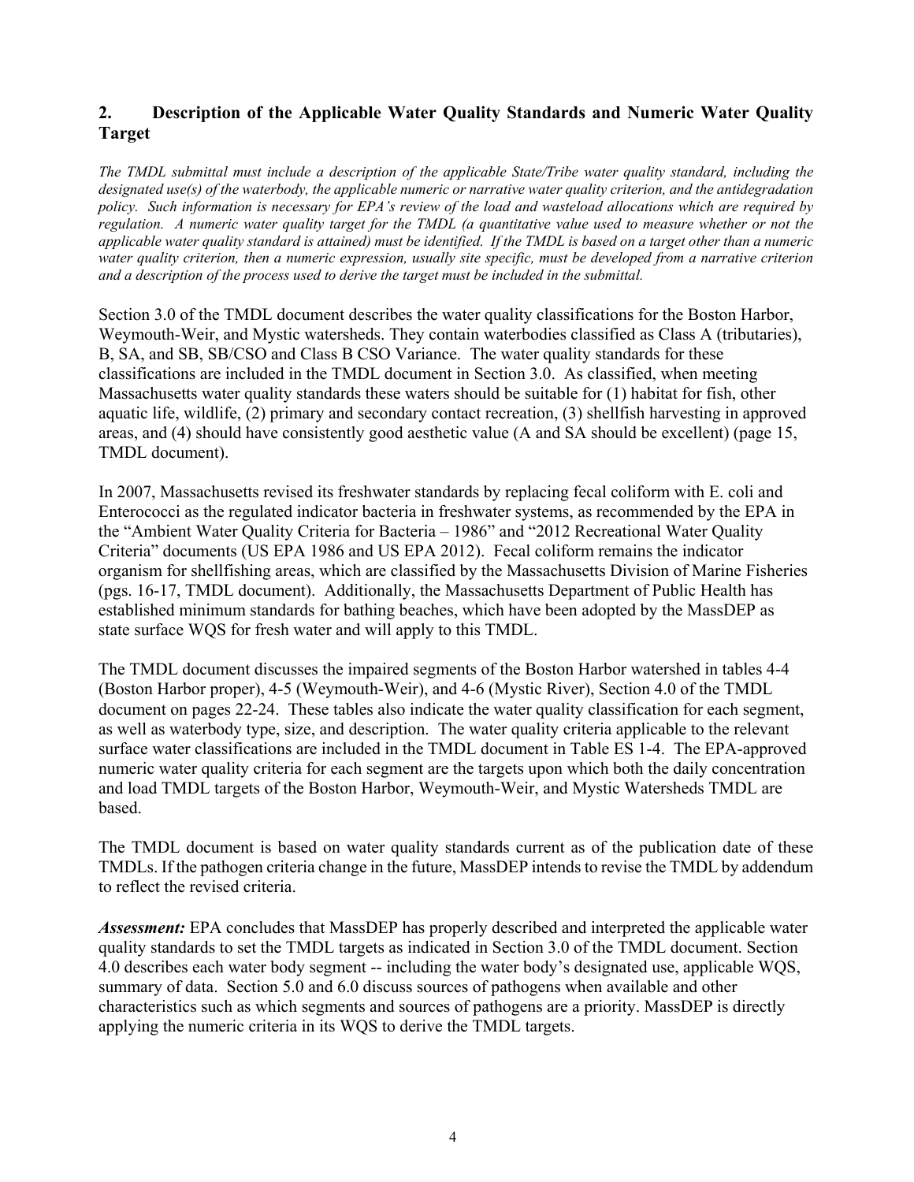## 2. Description of the Applicable Water Quality Standards and Numeric Water Quality Target

*The TMDL submittal must include a description of the applicable State/Tribe water quality standard, including the designated use(s) of the waterbody, the applicable numeric or narrative water quality criterion, and the antidegradation policy. Such information is necessary for EPA's review of the load and wasteload allocations which are required by regulation. A numeric water quality target for the TMDL (a quantitative value used to measure whether or not the applicable water quality standard is attained) must be identified. If the TMDL is based on a target other than a numeric water quality criterion, then a numeric expression, usually site specific, must be developed from a narrative criterion and a description of the process used to derive the target must be included in the submittal.*

Section 3.0 of the TMDL document describes the water quality classifications for the Boston Harbor, Weymouth-Weir, and Mystic watersheds. They contain waterbodies classified as Class A (tributaries), B, SA, and SB, SB/CSO and Class B CSO Variance. The water quality standards for these classifications are included in the TMDL document in Section 3.0. As classified, when meeting Massachusetts water quality standards these waters should be suitable for (1) habitat for fish, other aquatic life, wildlife, (2) primary and secondary contact recreation, (3) shellfish harvesting in approved areas, and (4) should have consistently good aesthetic value (A and SA should be excellent) (page 15, TMDL document).

In 2007, Massachusetts revised its freshwater standards by replacing fecal coliform with E. coli and Enterococci as the regulated indicator bacteria in freshwater systems, as recommended by the EPA in the "Ambient Water Quality Criteria for Bacteria – 1986" and "2012 Recreational Water Quality Criteria" documents (US EPA 1986 and US EPA 2012). Fecal coliform remains the indicator organism for shellfishing areas, which are classified by the Massachusetts Division of Marine Fisheries (pgs. 16-17, TMDL document). Additionally, the Massachusetts Department of Public Health has established minimum standards for bathing beaches, which have been adopted by the MassDEP as state surface WQS for fresh water and will apply to this TMDL.

The TMDL document discusses the impaired segments of the Boston Harbor watershed in tables 4-4 (Boston Harbor proper), 4-5 (Weymouth-Weir), and 4-6 (Mystic River), Section 4.0 of the TMDL document on pages 22-24. These tables also indicate the water quality classification for each segment, as well as waterbody type, size, and description. The water quality criteria applicable to the relevant surface water classifications are included in the TMDL document in Table ES 1-4. The EPA-approved numeric water quality criteria for each segment are the targets upon which both the daily concentration and load TMDL targets of the Boston Harbor, Weymouth-Weir, and Mystic Watersheds TMDL are based.

The TMDL document is based on water quality standards current as of the publication date of these TMDLs. If the pathogen criteria change in the future, MassDEP intends to revise the TMDL by addendum to reflect the revised criteria.

***Assessment:*** EPA concludes that MassDEP has properly described and interpreted the applicable water quality standards to set the TMDL targets as indicated in Section 3.0 of the TMDL document. Section 4.0 describes each water body segment -- including the water body's designated use, applicable WQS, summary of data. Section 5.0 and 6.0 discuss sources of pathogens when available and other characteristics such as which segments and sources of pathogens are a priority. MassDEP is directly applying the numeric criteria in its WQS to derive the TMDL targets.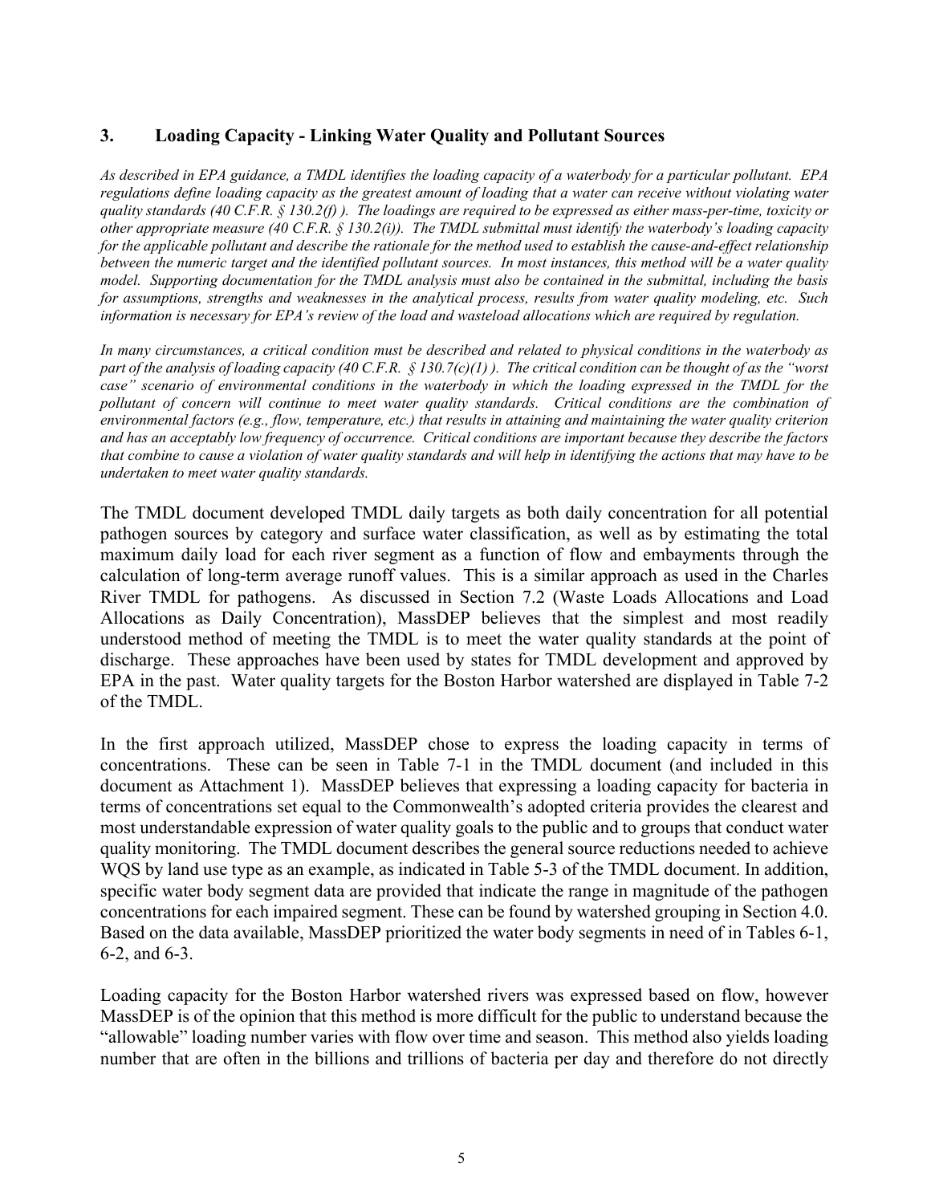### 3. Loading Capacity - Linking Water Quality and Pollutant Sources

*As described in EPA guidance, a TMDL identifies the loading capacity of a waterbody for a particular pollutant. EPA regulations define loading capacity as the greatest amount of loading that a water can receive without violating water quality standards (40 C.F.R. § 130.2(f) ). The loadings are required to be expressed as either mass-per-time, toxicity or other appropriate measure (40 C.F.R. § 130.2(i)). The TMDL submittal must identify the waterbody's loading capacity for the applicable pollutant and describe the rationale for the method used to establish the cause-and-effect relationship between the numeric target and the identified pollutant sources. In most instances, this method will be a water quality model. Supporting documentation for the TMDL analysis must also be contained in the submittal, including the basis for assumptions, strengths and weaknesses in the analytical process, results from water quality modeling, etc. Such information is necessary for EPA's review of the load and wasteload allocations which are required by regulation.*

*In many circumstances, a critical condition must be described and related to physical conditions in the waterbody as part of the analysis of loading capacity (40 C.F.R. § 130.7(c)(1) ). The critical condition can be thought of as the "worst case" scenario of environmental conditions in the waterbody in which the loading expressed in the TMDL for the pollutant of concern will continue to meet water quality standards. Critical conditions are the combination of environmental factors (e.g., flow, temperature, etc.) that results in attaining and maintaining the water quality criterion and has an acceptably low frequency of occurrence. Critical conditions are important because they describe the factors that combine to cause a violation of water quality standards and will help in identifying the actions that may have to be undertaken to meet water quality standards.*

The TMDL document developed TMDL daily targets as both daily concentration for all potential pathogen sources by category and surface water classification, as well as by estimating the total maximum daily load for each river segment as a function of flow and embayments through the calculation of long-term average runoff values. This is a similar approach as used in the Charles River TMDL for pathogens. As discussed in Section 7.2 (Waste Loads Allocations and Load Allocations as Daily Concentration), MassDEP believes that the simplest and most readily understood method of meeting the TMDL is to meet the water quality standards at the point of discharge. These approaches have been used by states for TMDL development and approved by EPA in the past. Water quality targets for the Boston Harbor watershed are displayed in Table 7-2 of the TMDL.

In the first approach utilized, MassDEP chose to express the loading capacity in terms of concentrations. These can be seen in Table 7-1 in the TMDL document (and included in this document as Attachment 1). MassDEP believes that expressing a loading capacity for bacteria in terms of concentrations set equal to the Commonwealth's adopted criteria provides the clearest and most understandable expression of water quality goals to the public and to groups that conduct water quality monitoring. The TMDL document describes the general source reductions needed to achieve WQS by land use type as an example, as indicated in Table 5-3 of the TMDL document. In addition, specific water body segment data are provided that indicate the range in magnitude of the pathogen concentrations for each impaired segment. These can be found by watershed grouping in Section 4.0. Based on the data available, MassDEP prioritized the water body segments in need of in Tables 6-1, 6-2, and 6-3.

Loading capacity for the Boston Harbor watershed rivers was expressed based on flow, however MassDEP is of the opinion that this method is more difficult for the public to understand because the "allowable" loading number varies with flow over time and season. This method also yields loading number that are often in the billions and trillions of bacteria per day and therefore do not directly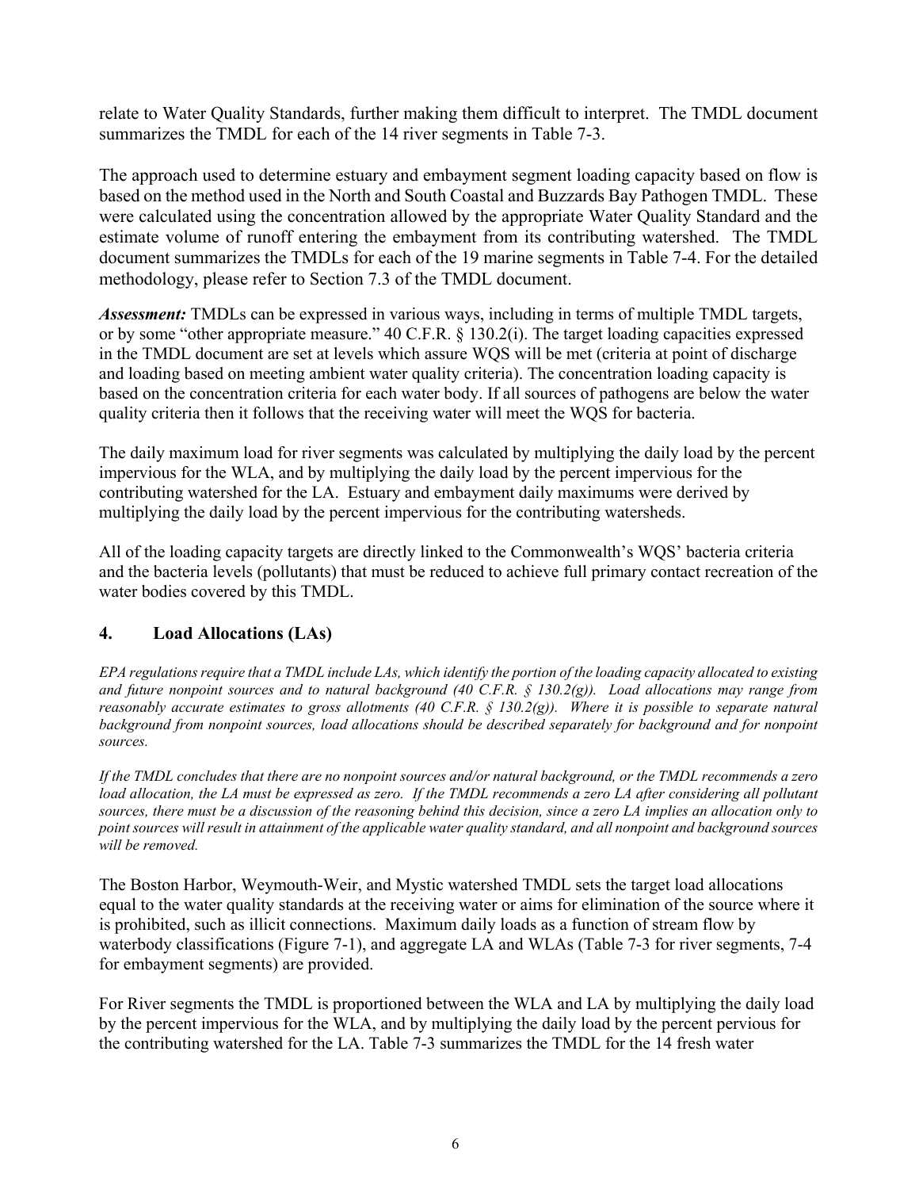relate to Water Quality Standards, further making them difficult to interpret. The TMDL document summarizes the TMDL for each of the 14 river segments in Table 7-3.

The approach used to determine estuary and embayment segment loading capacity based on flow is based on the method used in the North and South Coastal and Buzzards Bay Pathogen TMDL. These were calculated using the concentration allowed by the appropriate Water Quality Standard and the estimate volume of runoff entering the embayment from its contributing watershed. The TMDL document summarizes the TMDLs for each of the 19 marine segments in Table 7-4. For the detailed methodology, please refer to Section 7.3 of the TMDL document.

***Assessment:*** TMDLs can be expressed in various ways, including in terms of multiple TMDL targets, or by some "other appropriate measure." 40 C.F.R. § 130.2(i). The target loading capacities expressed in the TMDL document are set at levels which assure WQS will be met (criteria at point of discharge and loading based on meeting ambient water quality criteria). The concentration loading capacity is based on the concentration criteria for each water body. If all sources of pathogens are below the water quality criteria then it follows that the receiving water will meet the WQS for bacteria.

The daily maximum load for river segments was calculated by multiplying the daily load by the percent impervious for the WLA, and by multiplying the daily load by the percent impervious for the contributing watershed for the LA. Estuary and embayment daily maximums were derived by multiplying the daily load by the percent impervious for the contributing watersheds.

All of the loading capacity targets are directly linked to the Commonwealth's WQS' bacteria criteria and the bacteria levels (pollutants) that must be reduced to achieve full primary contact recreation of the water bodies covered by this TMDL.

## 4. Load Allocations (LAs)

*EPA regulations require that a TMDL include LAs, which identify the portion of the loading capacity allocated to existing and future nonpoint sources and to natural background (40 C.F.R. § 130.2(g)). Load allocations may range from reasonably accurate estimates to gross allotments (40 C.F.R. § 130.2(g)). Where it is possible to separate natural background from nonpoint sources, load allocations should be described separately for background and for nonpoint sources.*

*If the TMDL concludes that there are no nonpoint sources and/or natural background, or the TMDL recommends a zero load allocation, the LA must be expressed as zero. If the TMDL recommends a zero LA after considering all pollutant sources, there must be a discussion of the reasoning behind this decision, since a zero LA implies an allocation only to point sources will result in attainment of the applicable water quality standard, and all nonpoint and background sources will be removed.*

The Boston Harbor, Weymouth-Weir, and Mystic watershed TMDL sets the target load allocations equal to the water quality standards at the receiving water or aims for elimination of the source where it is prohibited, such as illicit connections. Maximum daily loads as a function of stream flow by waterbody classifications (Figure 7-1), and aggregate LA and WLAs (Table 7-3 for river segments, 7-4 for embayment segments) are provided.

For River segments the TMDL is proportioned between the WLA and LA by multiplying the daily load by the percent impervious for the WLA, and by multiplying the daily load by the percent pervious for the contributing watershed for the LA. Table 7-3 summarizes the TMDL for the 14 fresh water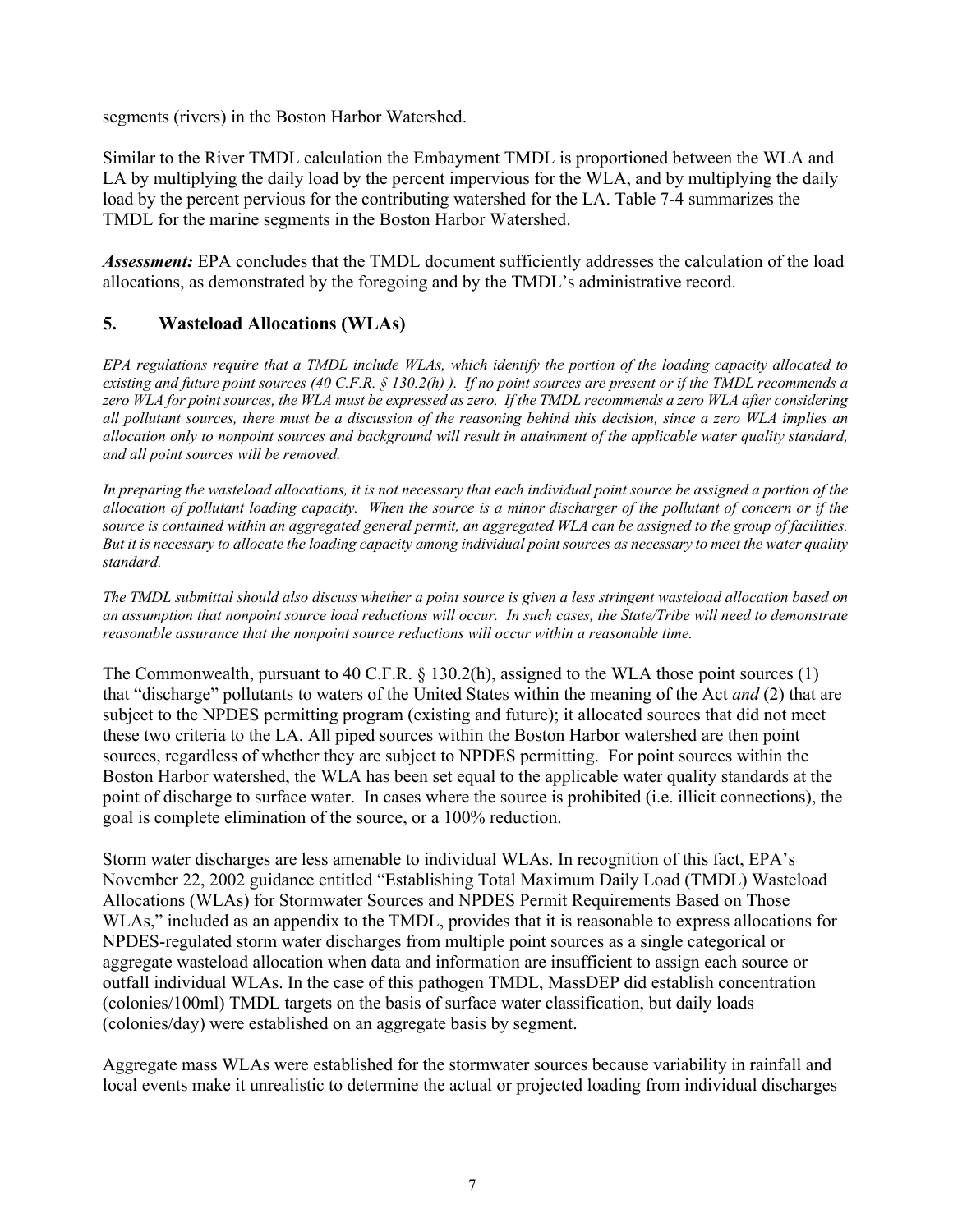segments (rivers) in the Boston Harbor Watershed.

Similar to the River TMDL calculation the Embayment TMDL is proportioned between the WLA and LA by multiplying the daily load by the percent impervious for the WLA, and by multiplying the daily load by the percent pervious for the contributing watershed for the LA. Table 7-4 summarizes the TMDL for the marine segments in the Boston Harbor Watershed.

***Assessment:*** EPA concludes that the TMDL document sufficiently addresses the calculation of the load allocations, as demonstrated by the foregoing and by the TMDL's administrative record.

## 5. Wasteload Allocations (WLAs)

*EPA regulations require that a TMDL include WLAs, which identify the portion of the loading capacity allocated to existing and future point sources (40 C.F.R. § 130.2(h) ). If no point sources are present or if the TMDL recommends a zero WLA for point sources, the WLA must be expressed as zero. If the TMDL recommends a zero WLA after considering all pollutant sources, there must be a discussion of the reasoning behind this decision, since a zero WLA implies an allocation only to nonpoint sources and background will result in attainment of the applicable water quality standard, and all point sources will be removed.*

*In preparing the wasteload allocations, it is not necessary that each individual point source be assigned a portion of the allocation of pollutant loading capacity. When the source is a minor discharger of the pollutant of concern or if the source is contained within an aggregated general permit, an aggregated WLA can be assigned to the group of facilities. But it is necessary to allocate the loading capacity among individual point sources as necessary to meet the water quality standard.*

*The TMDL submittal should also discuss whether a point source is given a less stringent wasteload allocation based on an assumption that nonpoint source load reductions will occur. In such cases, the State/Tribe will need to demonstrate reasonable assurance that the nonpoint source reductions will occur within a reasonable time.*

The Commonwealth, pursuant to 40 C.F.R. § 130.2(h), assigned to the WLA those point sources (1) that "discharge" pollutants to waters of the United States within the meaning of the Act *and* (2) that are subject to the NPDES permitting program (existing and future); it allocated sources that did not meet these two criteria to the LA. All piped sources within the Boston Harbor watershed are then point sources, regardless of whether they are subject to NPDES permitting. For point sources within the Boston Harbor watershed, the WLA has been set equal to the applicable water quality standards at the point of discharge to surface water. In cases where the source is prohibited (i.e. illicit connections), the goal is complete elimination of the source, or a 100% reduction.

Storm water discharges are less amenable to individual WLAs. In recognition of this fact, EPA's November 22, 2002 guidance entitled "Establishing Total Maximum Daily Load (TMDL) Wasteload Allocations (WLAs) for Stormwater Sources and NPDES Permit Requirements Based on Those WLAs," included as an appendix to the TMDL, provides that it is reasonable to express allocations for NPDES-regulated storm water discharges from multiple point sources as a single categorical or aggregate wasteload allocation when data and information are insufficient to assign each source or outfall individual WLAs. In the case of this pathogen TMDL, MassDEP did establish concentration (colonies/100ml) TMDL targets on the basis of surface water classification, but daily loads (colonies/day) were established on an aggregate basis by segment.

Aggregate mass WLAs were established for the stormwater sources because variability in rainfall and local events make it unrealistic to determine the actual or projected loading from individual discharges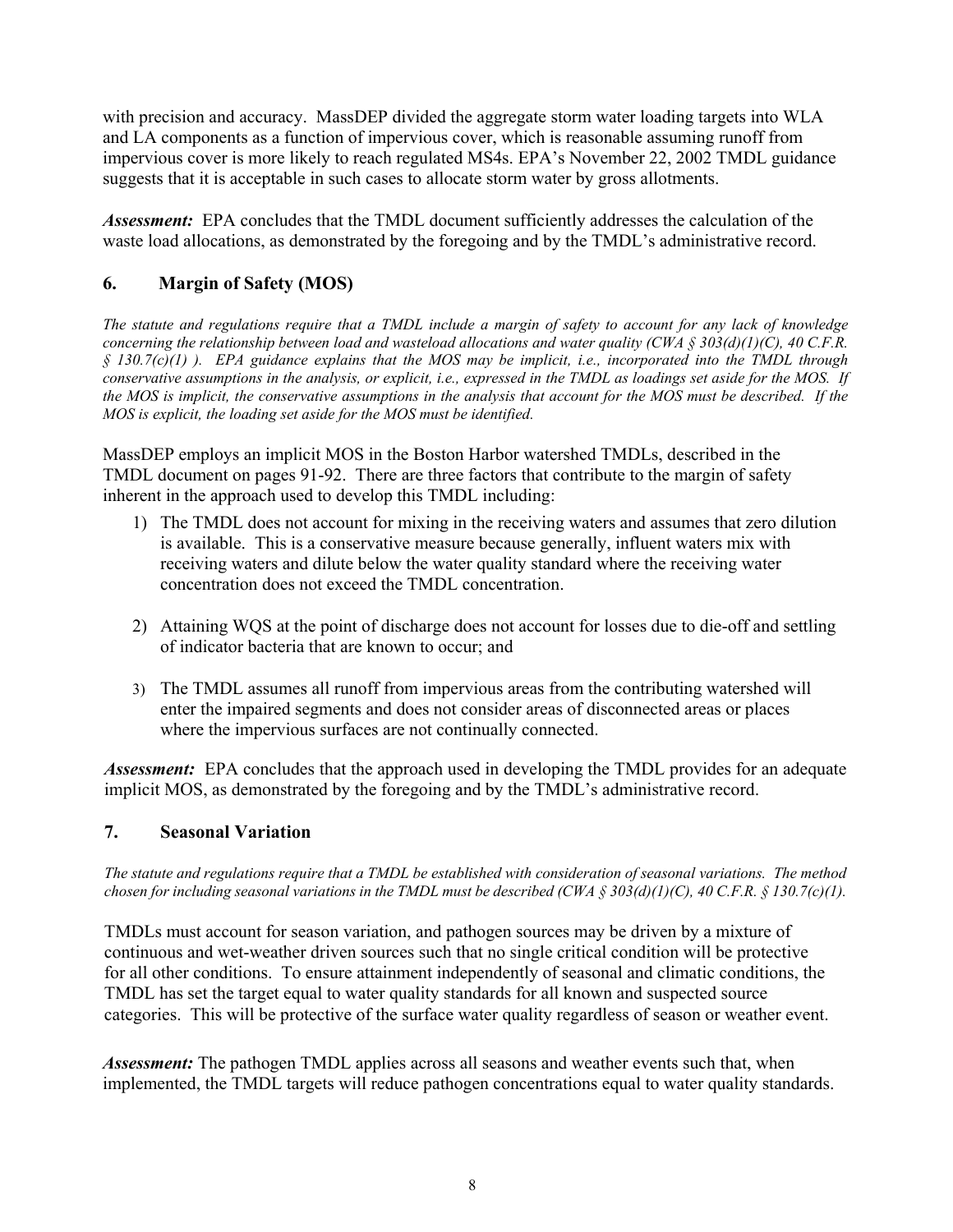with precision and accuracy. MassDEP divided the aggregate storm water loading targets into WLA and LA components as a function of impervious cover, which is reasonable assuming runoff from impervious cover is more likely to reach regulated MS4s. EPA's November 22, 2002 TMDL guidance suggests that it is acceptable in such cases to allocate storm water by gross allotments.

***Assessment:*** EPA concludes that the TMDL document sufficiently addresses the calculation of the waste load allocations, as demonstrated by the foregoing and by the TMDL's administrative record.

## 6. Margin of Safety (MOS)

*The statute and regulations require that a TMDL include a margin of safety to account for any lack of knowledge concerning the relationship between load and wasteload allocations and water quality (CWA § 303(d)(1)(C), 40 C.F.R. § 130.7(c)(1) ). EPA guidance explains that the MOS may be implicit, i.e., incorporated into the TMDL through conservative assumptions in the analysis, or explicit, i.e., expressed in the TMDL as loadings set aside for the MOS. If the MOS is implicit, the conservative assumptions in the analysis that account for the MOS must be described. If the MOS is explicit, the loading set aside for the MOS must be identified.*

MassDEP employs an implicit MOS in the Boston Harbor watershed TMDLs, described in the TMDL document on pages 91-92. There are three factors that contribute to the margin of safety inherent in the approach used to develop this TMDL including:

1) The TMDL does not account for mixing in the receiving waters and assumes that zero dilution is available. This is a conservative measure because generally, influent waters mix with receiving waters and dilute below the water quality standard where the receiving water concentration does not exceed the TMDL concentration.

2) Attaining WQS at the point of discharge does not account for losses due to die-off and settling of indicator bacteria that are known to occur; and

3) The TMDL assumes all runoff from impervious areas from the contributing watershed will enter the impaired segments and does not consider areas of disconnected areas or places where the impervious surfaces are not continually connected.

***Assessment:*** EPA concludes that the approach used in developing the TMDL provides for an adequate implicit MOS, as demonstrated by the foregoing and by the TMDL's administrative record.

## 7. Seasonal Variation

*The statute and regulations require that a TMDL be established with consideration of seasonal variations. The method chosen for including seasonal variations in the TMDL must be described (CWA § 303(d)(1)(C), 40 C.F.R. § 130.7(c)(1).*

TMDLs must account for season variation, and pathogen sources may be driven by a mixture of continuous and wet-weather driven sources such that no single critical condition will be protective for all other conditions. To ensure attainment independently of seasonal and climatic conditions, the TMDL has set the target equal to water quality standards for all known and suspected source categories. This will be protective of the surface water quality regardless of season or weather event.

***Assessment:*** The pathogen TMDL applies across all seasons and weather events such that, when implemented, the TMDL targets will reduce pathogen concentrations equal to water quality standards.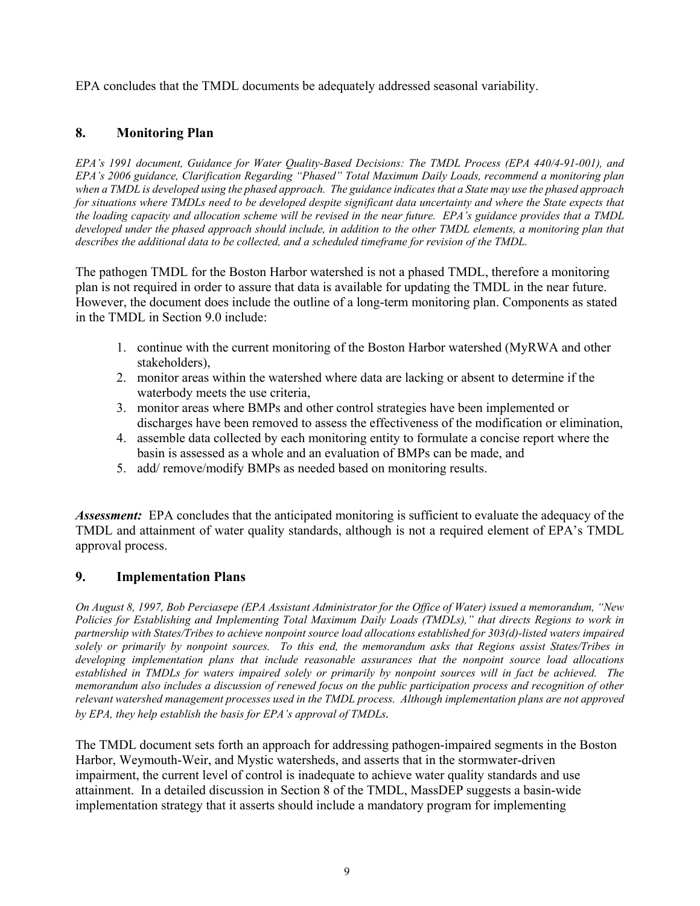EPA concludes that the TMDL documents be adequately addressed seasonal variability.

## 8. Monitoring Plan

*EPA's 1991 document, Guidance for Water Quality-Based Decisions: The TMDL Process (EPA 440/4-91-001), and EPA's 2006 guidance, Clarification Regarding "Phased" Total Maximum Daily Loads, recommend a monitoring plan when a TMDL is developed using the phased approach. The guidance indicates that a State may use the phased approach for situations where TMDLs need to be developed despite significant data uncertainty and where the State expects that the loading capacity and allocation scheme will be revised in the near future. EPA's guidance provides that a TMDL developed under the phased approach should include, in addition to the other TMDL elements, a monitoring plan that describes the additional data to be collected, and a scheduled timeframe for revision of the TMDL.*

The pathogen TMDL for the Boston Harbor watershed is not a phased TMDL, therefore a monitoring plan is not required in order to assure that data is available for updating the TMDL in the near future. However, the document does include the outline of a long-term monitoring plan. Components as stated in the TMDL in Section 9.0 include:

1. continue with the current monitoring of the Boston Harbor watershed (MyRWA and other stakeholders),
2. monitor areas within the watershed where data are lacking or absent to determine if the waterbody meets the use criteria,
3. monitor areas where BMPs and other control strategies have been implemented or discharges have been removed to assess the effectiveness of the modification or elimination,
4. assemble data collected by each monitoring entity to formulate a concise report where the basin is assessed as a whole and an evaluation of BMPs can be made, and
5. add/ remove/modify BMPs as needed based on monitoring results.

***Assessment:*** EPA concludes that the anticipated monitoring is sufficient to evaluate the adequacy of the TMDL and attainment of water quality standards, although is not a required element of EPA's TMDL approval process.

## 9. Implementation Plans

*On August 8, 1997, Bob Perciasepe (EPA Assistant Administrator for the Office of Water) issued a memorandum, "New Policies for Establishing and Implementing Total Maximum Daily Loads (TMDLs)," that directs Regions to work in partnership with States/Tribes to achieve nonpoint source load allocations established for 303(d)-listed waters impaired solely or primarily by nonpoint sources. To this end, the memorandum asks that Regions assist States/Tribes in developing implementation plans that include reasonable assurances that the nonpoint source load allocations established in TMDLs for waters impaired solely or primarily by nonpoint sources will in fact be achieved. The memorandum also includes a discussion of renewed focus on the public participation process and recognition of other relevant watershed management processes used in the TMDL process. Although implementation plans are not approved by EPA, they help establish the basis for EPA's approval of TMDLs.*

The TMDL document sets forth an approach for addressing pathogen-impaired segments in the Boston Harbor, Weymouth-Weir, and Mystic watersheds, and asserts that in the stormwater-driven impairment, the current level of control is inadequate to achieve water quality standards and use attainment. In a detailed discussion in Section 8 of the TMDL, MassDEP suggests a basin-wide implementation strategy that it asserts should include a mandatory program for implementing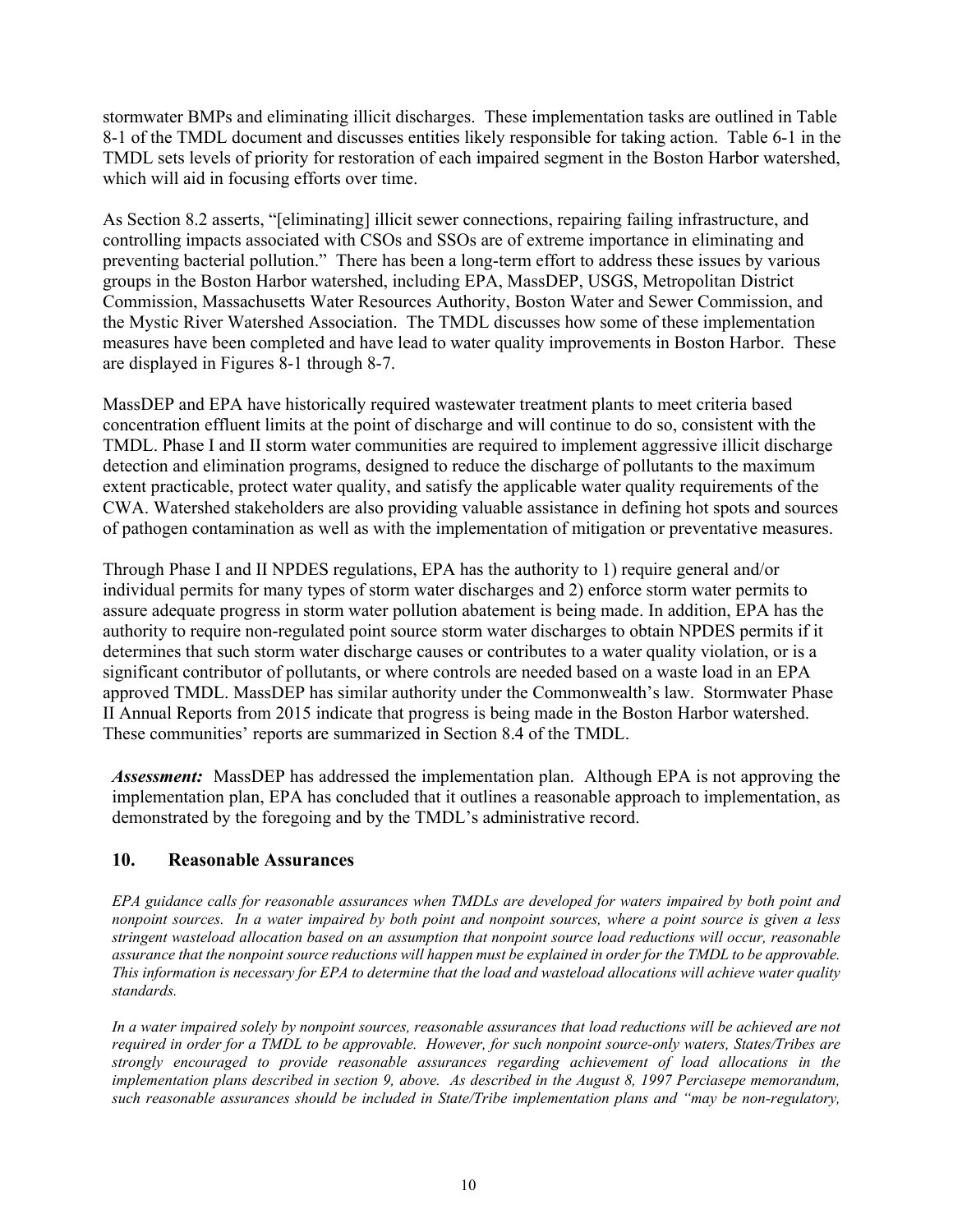stormwater BMPs and eliminating illicit discharges. These implementation tasks are outlined in Table 8-1 of the TMDL document and discusses entities likely responsible for taking action. Table 6-1 in the TMDL sets levels of priority for restoration of each impaired segment in the Boston Harbor watershed, which will aid in focusing efforts over time.

As Section 8.2 asserts, "[eliminating] illicit sewer connections, repairing failing infrastructure, and controlling impacts associated with CSOs and SSOs are of extreme importance in eliminating and preventing bacterial pollution." There has been a long-term effort to address these issues by various groups in the Boston Harbor watershed, including EPA, MassDEP, USGS, Metropolitan District Commission, Massachusetts Water Resources Authority, Boston Water and Sewer Commission, and the Mystic River Watershed Association. The TMDL discusses how some of these implementation measures have been completed and have lead to water quality improvements in Boston Harbor. These are displayed in Figures 8-1 through 8-7.

MassDEP and EPA have historically required wastewater treatment plants to meet criteria based concentration effluent limits at the point of discharge and will continue to do so, consistent with the TMDL. Phase I and II storm water communities are required to implement aggressive illicit discharge detection and elimination programs, designed to reduce the discharge of pollutants to the maximum extent practicable, protect water quality, and satisfy the applicable water quality requirements of the CWA. Watershed stakeholders are also providing valuable assistance in defining hot spots and sources of pathogen contamination as well as with the implementation of mitigation or preventative measures.

Through Phase I and II NPDES regulations, EPA has the authority to 1) require general and/or individual permits for many types of storm water discharges and 2) enforce storm water permits to assure adequate progress in storm water pollution abatement is being made. In addition, EPA has the authority to require non-regulated point source storm water discharges to obtain NPDES permits if it determines that such storm water discharge causes or contributes to a water quality violation, or is a significant contributor of pollutants, or where controls are needed based on a waste load in an EPA approved TMDL. MassDEP has similar authority under the Commonwealth's law. Stormwater Phase II Annual Reports from 2015 indicate that progress is being made in the Boston Harbor watershed. These communities' reports are summarized in Section 8.4 of the TMDL.

***Assessment:*** MassDEP has addressed the implementation plan. Although EPA is not approving the implementation plan, EPA has concluded that it outlines a reasonable approach to implementation, as demonstrated by the foregoing and by the TMDL's administrative record.

## 10. Reasonable Assurances

*EPA guidance calls for reasonable assurances when TMDLs are developed for waters impaired by both point and nonpoint sources. In a water impaired by both point and nonpoint sources, where a point source is given a less stringent wasteload allocation based on an assumption that nonpoint source load reductions will occur, reasonable assurance that the nonpoint source reductions will happen must be explained in order for the TMDL to be approvable. This information is necessary for EPA to determine that the load and wasteload allocations will achieve water quality standards.*

*In a water impaired solely by nonpoint sources, reasonable assurances that load reductions will be achieved are not required in order for a TMDL to be approvable. However, for such nonpoint source-only waters, States/Tribes are strongly encouraged to provide reasonable assurances regarding achievement of load allocations in the implementation plans described in section 9, above. As described in the August 8, 1997 Perciasepe memorandum, such reasonable assurances should be included in State/Tribe implementation plans and "may be non-regulatory,*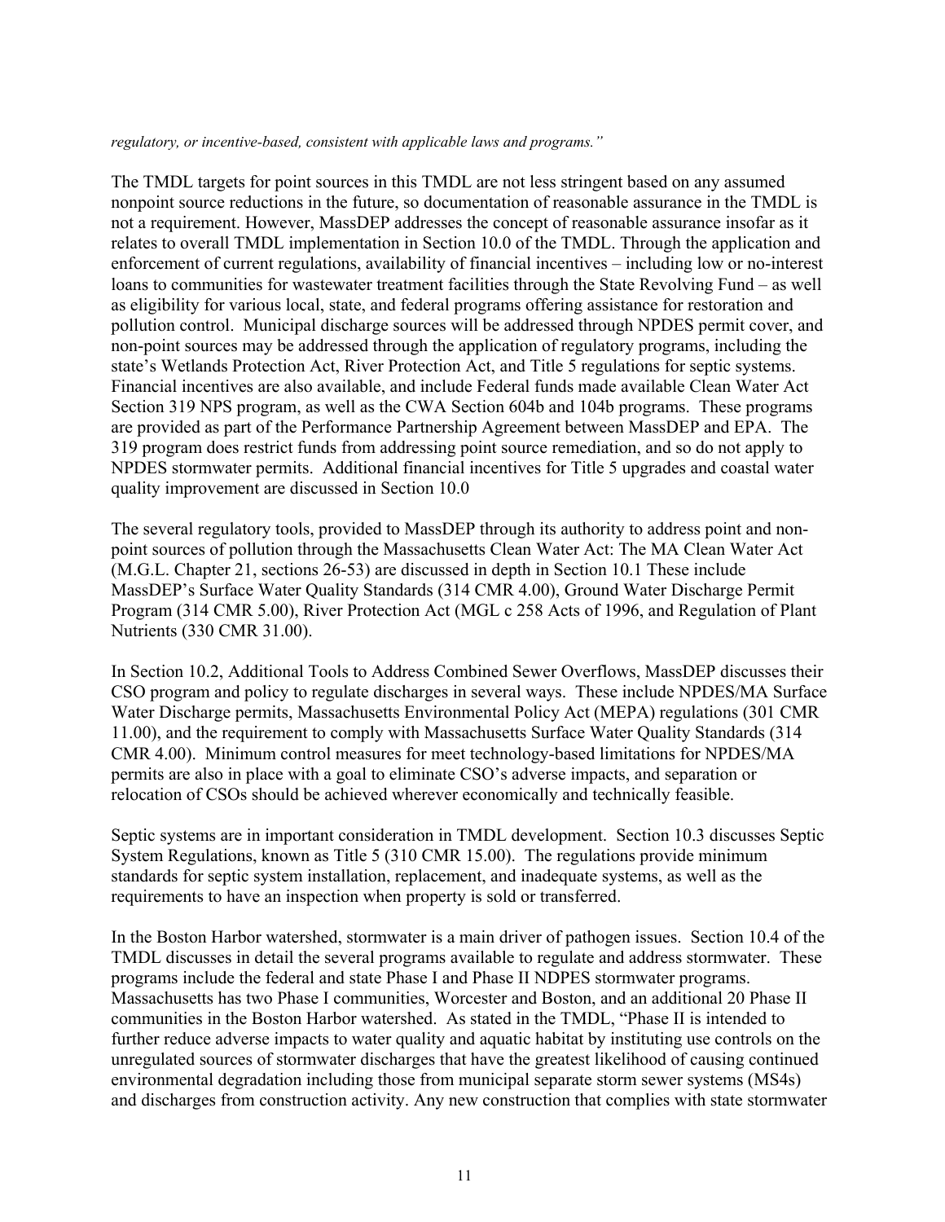*regulatory, or incentive-based, consistent with applicable laws and programs."*

The TMDL targets for point sources in this TMDL are not less stringent based on any assumed nonpoint source reductions in the future, so documentation of reasonable assurance in the TMDL is not a requirement. However, MassDEP addresses the concept of reasonable assurance insofar as it relates to overall TMDL implementation in Section 10.0 of the TMDL. Through the application and enforcement of current regulations, availability of financial incentives – including low or no-interest loans to communities for wastewater treatment facilities through the State Revolving Fund – as well as eligibility for various local, state, and federal programs offering assistance for restoration and pollution control. Municipal discharge sources will be addressed through NPDES permit cover, and non-point sources may be addressed through the application of regulatory programs, including the state's Wetlands Protection Act, River Protection Act, and Title 5 regulations for septic systems. Financial incentives are also available, and include Federal funds made available Clean Water Act Section 319 NPS program, as well as the CWA Section 604b and 104b programs. These programs are provided as part of the Performance Partnership Agreement between MassDEP and EPA. The 319 program does restrict funds from addressing point source remediation, and so do not apply to NPDES stormwater permits. Additional financial incentives for Title 5 upgrades and coastal water quality improvement are discussed in Section 10.0

The several regulatory tools, provided to MassDEP through its authority to address point and non-point sources of pollution through the Massachusetts Clean Water Act: The MA Clean Water Act (M.G.L. Chapter 21, sections 26-53) are discussed in depth in Section 10.1 These include MassDEP's Surface Water Quality Standards (314 CMR 4.00), Ground Water Discharge Permit Program (314 CMR 5.00), River Protection Act (MGL c 258 Acts of 1996, and Regulation of Plant Nutrients (330 CMR 31.00).

In Section 10.2, Additional Tools to Address Combined Sewer Overflows, MassDEP discusses their CSO program and policy to regulate discharges in several ways. These include NPDES/MA Surface Water Discharge permits, Massachusetts Environmental Policy Act (MEPA) regulations (301 CMR 11.00), and the requirement to comply with Massachusetts Surface Water Quality Standards (314 CMR 4.00). Minimum control measures for meet technology-based limitations for NPDES/MA permits are also in place with a goal to eliminate CSO's adverse impacts, and separation or relocation of CSOs should be achieved wherever economically and technically feasible.

Septic systems are in important consideration in TMDL development. Section 10.3 discusses Septic System Regulations, known as Title 5 (310 CMR 15.00). The regulations provide minimum standards for septic system installation, replacement, and inadequate systems, as well as the requirements to have an inspection when property is sold or transferred.

In the Boston Harbor watershed, stormwater is a main driver of pathogen issues. Section 10.4 of the TMDL discusses in detail the several programs available to regulate and address stormwater. These programs include the federal and state Phase I and Phase II NDPES stormwater programs. Massachusetts has two Phase I communities, Worcester and Boston, and an additional 20 Phase II communities in the Boston Harbor watershed. As stated in the TMDL, "Phase II is intended to further reduce adverse impacts to water quality and aquatic habitat by instituting use controls on the unregulated sources of stormwater discharges that have the greatest likelihood of causing continued environmental degradation including those from municipal separate storm sewer systems (MS4s) and discharges from construction activity. Any new construction that complies with state stormwater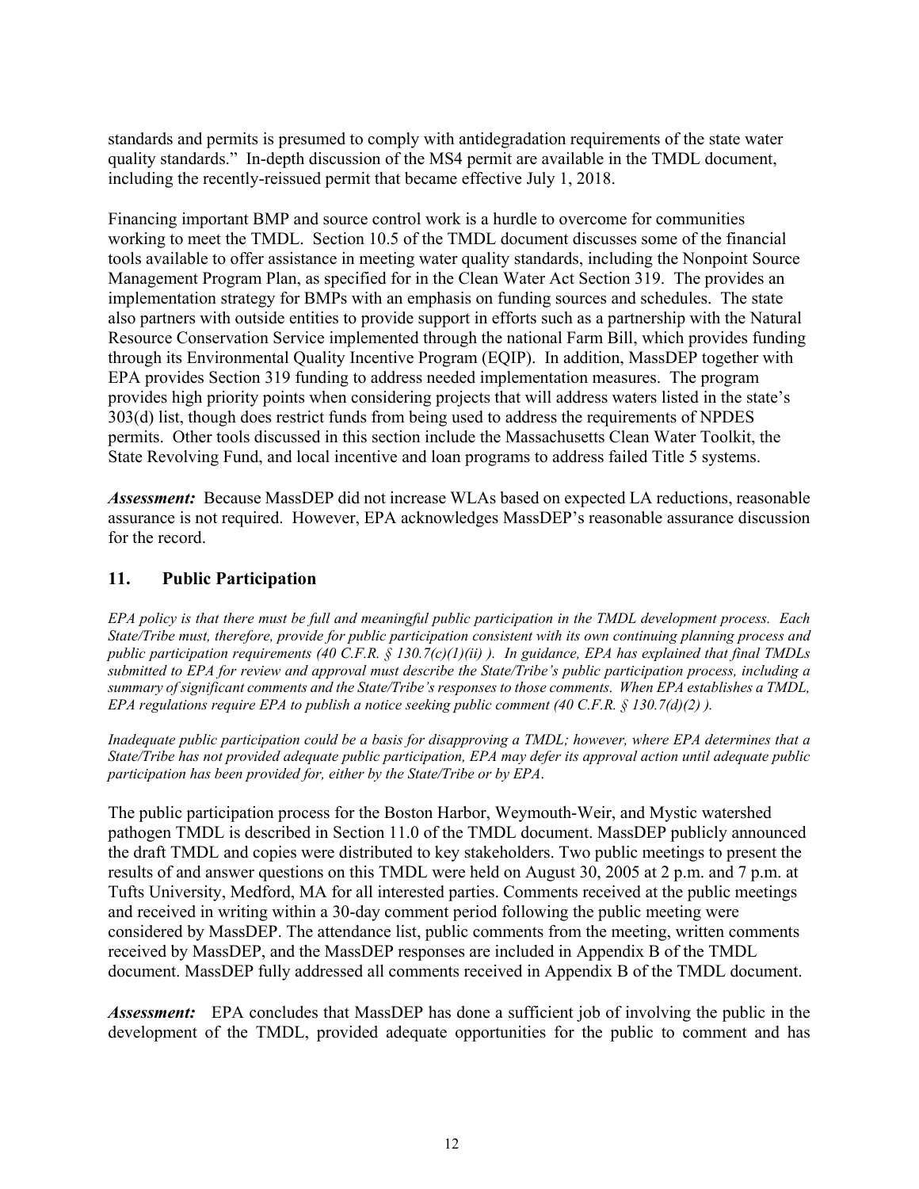standards and permits is presumed to comply with antidegradation requirements of the state water quality standards." In-depth discussion of the MS4 permit are available in the TMDL document, including the recently-reissued permit that became effective July 1, 2018.

Financing important BMP and source control work is a hurdle to overcome for communities working to meet the TMDL. Section 10.5 of the TMDL document discusses some of the financial tools available to offer assistance in meeting water quality standards, including the Nonpoint Source Management Program Plan, as specified for in the Clean Water Act Section 319. The provides an implementation strategy for BMPs with an emphasis on funding sources and schedules. The state also partners with outside entities to provide support in efforts such as a partnership with the Natural Resource Conservation Service implemented through the national Farm Bill, which provides funding through its Environmental Quality Incentive Program (EQIP). In addition, MassDEP together with EPA provides Section 319 funding to address needed implementation measures. The program provides high priority points when considering projects that will address waters listed in the state's 303(d) list, though does restrict funds from being used to address the requirements of NPDES permits. Other tools discussed in this section include the Massachusetts Clean Water Toolkit, the State Revolving Fund, and local incentive and loan programs to address failed Title 5 systems.

***Assessment:*** Because MassDEP did not increase WLAs based on expected LA reductions, reasonable assurance is not required. However, EPA acknowledges MassDEP's reasonable assurance discussion for the record.

## 11. Public Participation

*EPA policy is that there must be full and meaningful public participation in the TMDL development process. Each State/Tribe must, therefore, provide for public participation consistent with its own continuing planning process and public participation requirements (40 C.F.R. § 130.7(c)(1)(ii) ). In guidance, EPA has explained that final TMDLs submitted to EPA for review and approval must describe the State/Tribe's public participation process, including a summary of significant comments and the State/Tribe's responses to those comments. When EPA establishes a TMDL, EPA regulations require EPA to publish a notice seeking public comment (40 C.F.R. § 130.7(d)(2) ).*

*Inadequate public participation could be a basis for disapproving a TMDL; however, where EPA determines that a State/Tribe has not provided adequate public participation, EPA may defer its approval action until adequate public participation has been provided for, either by the State/Tribe or by EPA.*

The public participation process for the Boston Harbor, Weymouth-Weir, and Mystic watershed pathogen TMDL is described in Section 11.0 of the TMDL document. MassDEP publicly announced the draft TMDL and copies were distributed to key stakeholders. Two public meetings to present the results of and answer questions on this TMDL were held on August 30, 2005 at 2 p.m. and 7 p.m. at Tufts University, Medford, MA for all interested parties. Comments received at the public meetings and received in writing within a 30-day comment period following the public meeting were considered by MassDEP. The attendance list, public comments from the meeting, written comments received by MassDEP, and the MassDEP responses are included in Appendix B of the TMDL document. MassDEP fully addressed all comments received in Appendix B of the TMDL document.

***Assessment:*** EPA concludes that MassDEP has done a sufficient job of involving the public in the development of the TMDL, provided adequate opportunities for the public to comment and has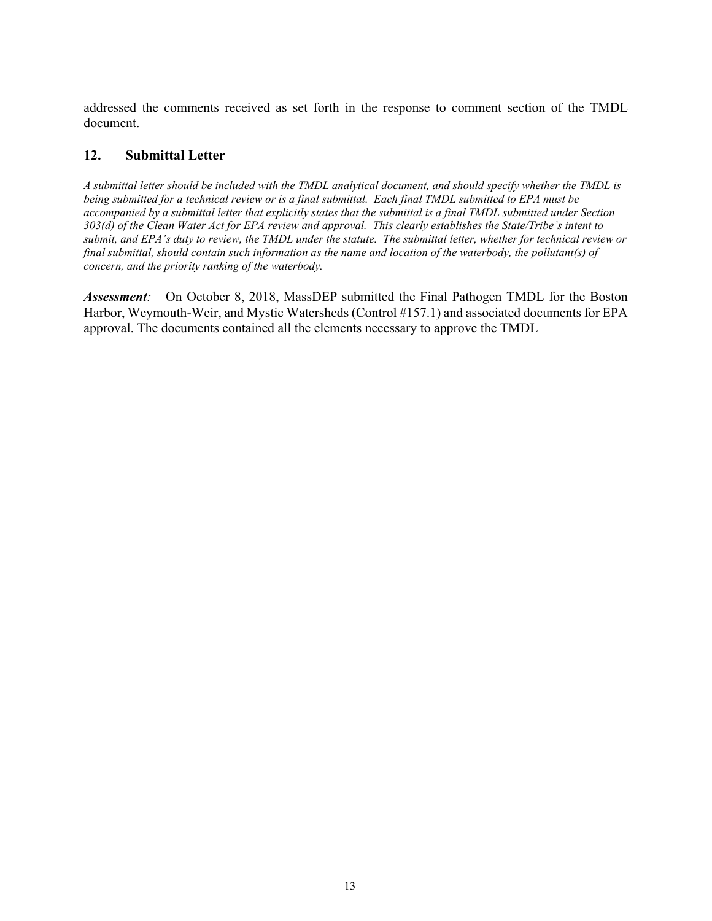addressed the comments received as set forth in the response to comment section of the TMDL document.

## 12. Submittal Letter

*A submittal letter should be included with the TMDL analytical document, and should specify whether the TMDL is being submitted for a technical review or is a final submittal. Each final TMDL submitted to EPA must be accompanied by a submittal letter that explicitly states that the submittal is a final TMDL submitted under Section 303(d) of the Clean Water Act for EPA review and approval. This clearly establishes the State/Tribe's intent to submit, and EPA's duty to review, the TMDL under the statute. The submittal letter, whether for technical review or final submittal, should contain such information as the name and location of the waterbody, the pollutant(s) of concern, and the priority ranking of the waterbody.*

***Assessment:*** On October 8, 2018, MassDEP submitted the Final Pathogen TMDL for the Boston Harbor, Weymouth-Weir, and Mystic Watersheds (Control #157.1) and associated documents for EPA approval. The documents contained all the elements necessary to approve the TMDL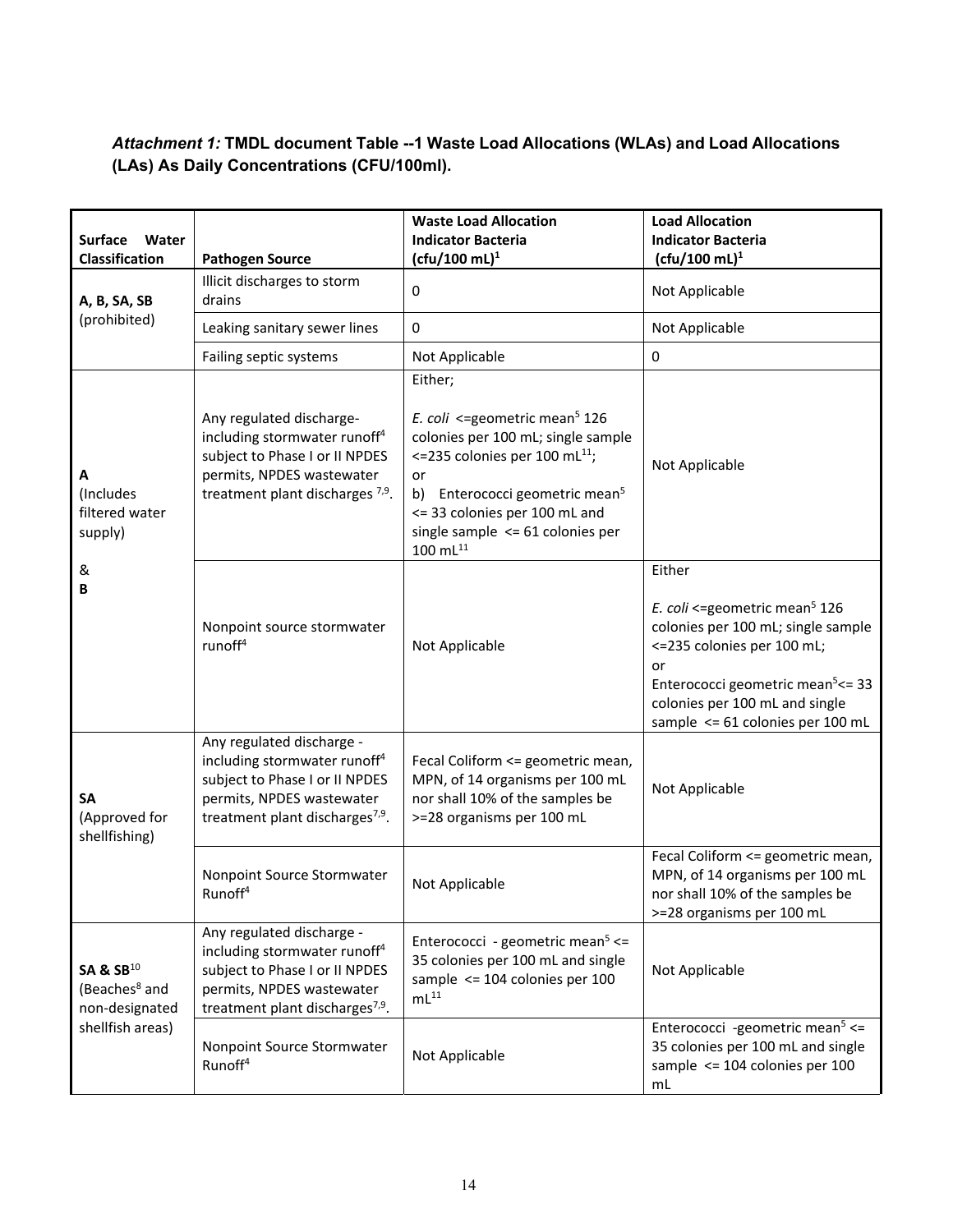***Attachment 1:*** **TMDL document Table --1 Waste Load Allocations (WLAs) and Load Allocations (LAs) As Daily Concentrations (CFU/100ml).**

| Surface Water Classification | Pathogen Source | Waste Load Allocation Indicator Bacteria (cfu/100 mL)[1] | Load Allocation Indicator Bacteria (cfu/100 mL)[1] |
|---|---|---|---|
| **A, B, SA, SB** (prohibited) | Illicit discharges to storm drains | 0 | Not Applicable |
| | Leaking sanitary sewer lines | 0 | Not Applicable |
| | Failing septic systems | Not Applicable | 0 |
| **A** (Includes filtered water supply) & **B** | Any regulated discharge- including stormwater runoff[4] subject to Phase I or II NPDES permits, NPDES wastewater treatment plant discharges [7,9]. | Either; *E. coli* <=geometric mean[5] 126 colonies per 100 mL; single sample <=235 colonies per 100 mL[11]; or b) Enterococci geometric mean[5] <= 33 colonies per 100 mL and single sample <= 61 colonies per 100 mL[11] | Not Applicable |
| | Nonpoint source stormwater runoff[4] | Not Applicable | Either *E. coli* <=geometric mean[5] 126 colonies per 100 mL; single sample <=235 colonies per 100 mL; or Enterococci geometric mean[5]<= 33 colonies per 100 mL and single sample <= 61 colonies per 100 mL |
| **SA** (Approved for shellfishing) | Any regulated discharge - including stormwater runoff[4] subject to Phase I or II NPDES permits, NPDES wastewater treatment plant discharges[7,9]. | Fecal Coliform <= geometric mean, MPN, of 14 organisms per 100 mL nor shall 10% of the samples be >=28 organisms per 100 mL | Not Applicable |
| | Nonpoint Source Stormwater Runoff[4] | Not Applicable | Fecal Coliform <= geometric mean, MPN, of 14 organisms per 100 mL nor shall 10% of the samples be >=28 organisms per 100 mL |
| **SA & SB**[10] (Beaches[8] and non-designated shellfish areas) | Any regulated discharge - including stormwater runoff[4] subject to Phase I or II NPDES permits, NPDES wastewater treatment plant discharges[7,9]. | Enterococci - geometric mean[5] <= 35 colonies per 100 mL and single sample <= 104 colonies per 100 mL[11] | Not Applicable |
| | Nonpoint Source Stormwater Runoff[4] | Not Applicable | Enterococci -geometric mean[5] <= 35 colonies per 100 mL and single sample <= 104 colonies per 100 mL |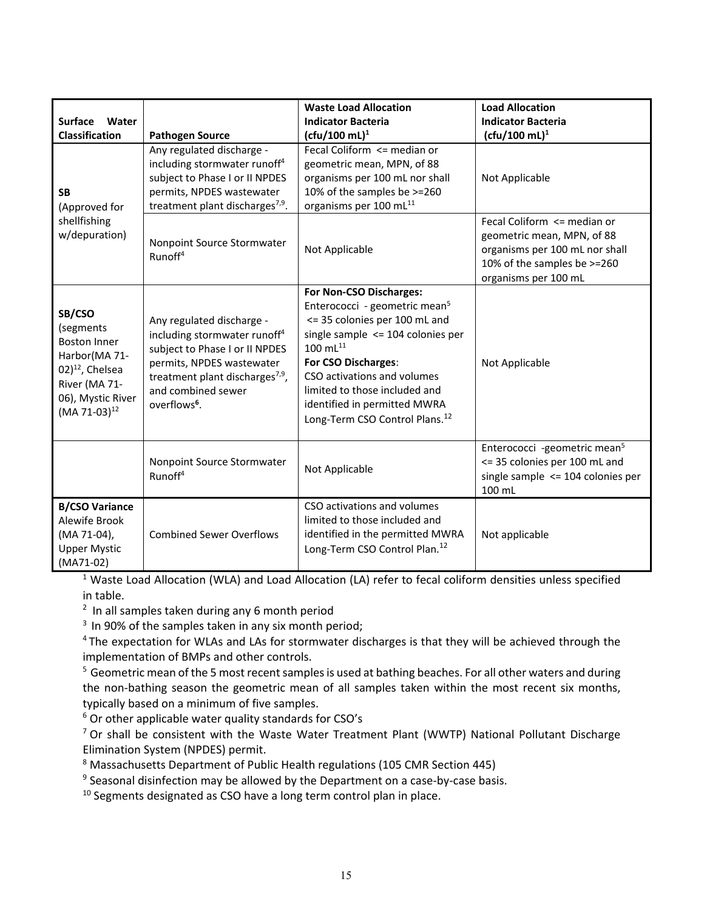| Surface Water Classification | Pathogen Source | Waste Load Allocation Indicator Bacteria (cfu/100 mL)[1] | Load Allocation Indicator Bacteria (cfu/100 mL)[1] |
|---|---|---|---|
| **SB** (Approved for shellfishing w/depuration) | Any regulated discharge - including stormwater runoff[4] subject to Phase I or II NPDES permits, NPDES wastewater treatment plant discharges[7,9]. | Fecal Coliform <= median or geometric mean, MPN, of 88 organisms per 100 mL nor shall 10% of the samples be >=260 organisms per 100 mL[11] | Not Applicable |
| | Nonpoint Source Stormwater Runoff[4] | Not Applicable | Fecal Coliform <= median or geometric mean, MPN, of 88 organisms per 100 mL nor shall 10% of the samples be >=260 organisms per 100 mL |
| **SB/CSO** (segments Boston Inner Harbor(MA 71-02)[12], Chelsea River (MA 71-06), Mystic River (MA 71-03)[12] | Any regulated discharge - including stormwater runoff[4] subject to Phase I or II NPDES permits, NPDES wastewater treatment plant discharges[7,9], and combined sewer overflows[6]. | **For Non-CSO Discharges:** Enterococci - geometric mean[5] <= 35 colonies per 100 mL and single sample <= 104 colonies per 100 mL[11] **For CSO Discharges**: CSO activations and volumes limited to those included and identified in permitted MWRA Long-Term CSO Control Plans.[12] | Not Applicable |
| | Nonpoint Source Stormwater Runoff[4] | Not Applicable | Enterococci -geometric mean[5] <= 35 colonies per 100 mL and single sample <= 104 colonies per 100 mL |
| **B/CSO Variance** Alewife Brook (MA 71-04), Upper Mystic (MA71-02) | Combined Sewer Overflows | CSO activations and volumes limited to those included and identified in the permitted MWRA Long-Term CSO Control Plan.[12] | Not applicable |

[1] Waste Load Allocation (WLA) and Load Allocation (LA) refer to fecal coliform densities unless specified in table.

[2] In all samples taken during any 6 month period

[3] In 90% of the samples taken in any six month period;

[4] The expectation for WLAs and LAs for stormwater discharges is that they will be achieved through the implementation of BMPs and other controls.

[5] Geometric mean of the 5 most recent samples is used at bathing beaches. For all other waters and during the non-bathing season the geometric mean of all samples taken within the most recent six months, typically based on a minimum of five samples.

[6] Or other applicable water quality standards for CSO's

[7] Or shall be consistent with the Waste Water Treatment Plant (WWTP) National Pollutant Discharge Elimination System (NPDES) permit.

[8] Massachusetts Department of Public Health regulations (105 CMR Section 445)

[9] Seasonal disinfection may be allowed by the Department on a case-by-case basis.

[10] Segments designated as CSO have a long term control plan in place.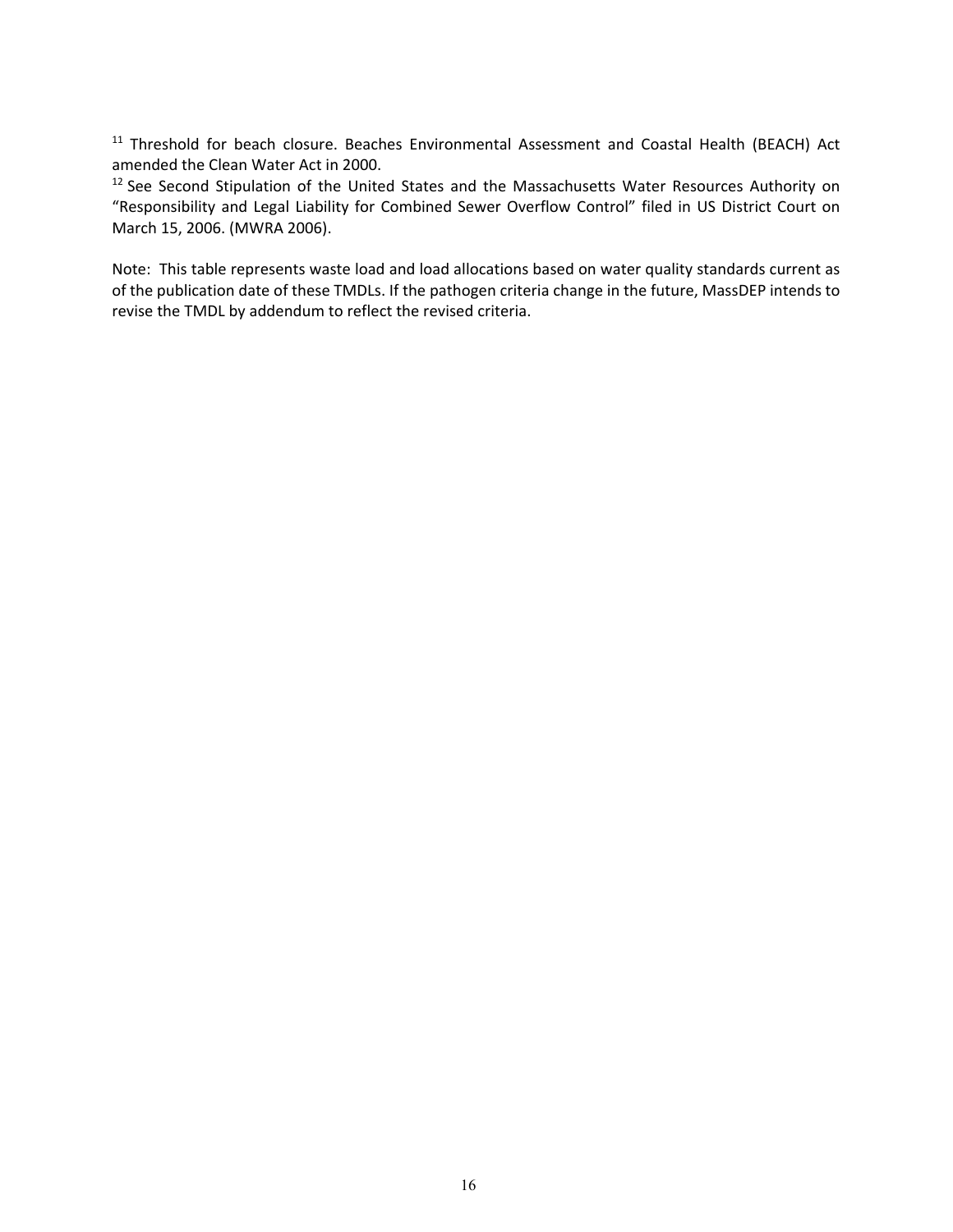[11] Threshold for beach closure. Beaches Environmental Assessment and Coastal Health (BEACH) Act amended the Clean Water Act in 2000.

[12] See Second Stipulation of the United States and the Massachusetts Water Resources Authority on "Responsibility and Legal Liability for Combined Sewer Overflow Control" filed in US District Court on March 15, 2006. (MWRA 2006).

Note: This table represents waste load and load allocations based on water quality standards current as of the publication date of these TMDLs. If the pathogen criteria change in the future, MassDEP intends to revise the TMDL by addendum to reflect the revised criteria.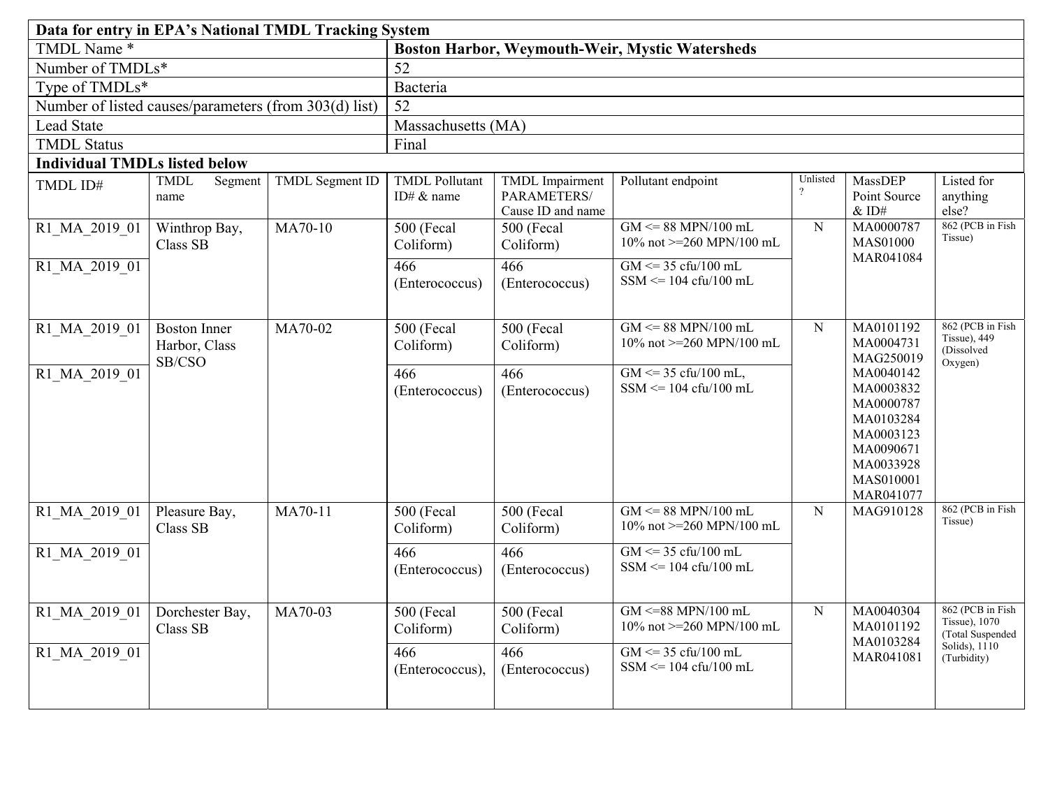| Data for entry in EPA's National TMDL Tracking System | |
|---|---|
| TMDL Name * | **Boston Harbor, Weymouth-Weir, Mystic Watersheds** |
| Number of TMDLs* | 52 |
| Type of TMDLs* | Bacteria |
| Number of listed causes/parameters (from 303(d) list) | 52 |
| Lead State | Massachusetts (MA) |
| TMDL Status | Final |

**Individual TMDLs listed below**

| TMDL ID# | TMDL Segment name | TMDL Segment ID | TMDL Pollutant ID# & name | TMDL Impairment PARAMETERS/ Cause ID and name | Pollutant endpoint | Unlisted? | MassDEP Point Source & ID# | Listed for anything else? |
|---|---|---|---|---|---|---|---|---|
| R1_MA_2019_01 | Winthrop Bay, Class SB | MA70-10 | 500 (Fecal Coliform) | 500 (Fecal Coliform) | GM <= 88 MPN/100 mL<br>10% not >=260 MPN/100 mL | N | MA0000787<br>MAS01000<br>MAR041084 | 862 (PCB in Fish Tissue) |
| R1_MA_2019_01 | | | 466 (Enterococcus) | 466 (Enterococcus) | GM <= 35 cfu/100 mL<br>SSM <= 104 cfu/100 mL | | | |
| R1_MA_2019_01 | Boston Inner Harbor, Class SB/CSO | MA70-02 | 500 (Fecal Coliform) | 500 (Fecal Coliform) | GM <= 88 MPN/100 mL<br>10% not >=260 MPN/100 mL | N | MA0101192<br>MA0004731<br>MAG250019<br>MA0040142<br>MA0003832<br>MA0000787<br>MA0103284<br>MA0003123<br>MA0090671<br>MA0033928<br>MAS010001<br>MAR041077 | 862 (PCB in Fish Tissue), 449 (Dissolved Oxygen) |
| R1_MA_2019_01 | | | 466 (Enterococcus) | 466 (Enterococcus) | GM <= 35 cfu/100 mL,<br>SSM <= 104 cfu/100 mL | | | |
| R1_MA_2019_01 | Pleasure Bay, Class SB | MA70-11 | 500 (Fecal Coliform) | 500 (Fecal Coliform) | GM <= 88 MPN/100 mL<br>10% not >=260 MPN/100 mL | N | MAG910128 | 862 (PCB in Fish Tissue) |
| R1_MA_2019_01 | | | 466 (Enterococcus) | 466 (Enterococcus) | GM <= 35 cfu/100 mL<br>SSM <= 104 cfu/100 mL | | | |
| R1_MA_2019_01 | Dorchester Bay, Class SB | MA70-03 | 500 (Fecal Coliform) | 500 (Fecal Coliform) | GM <=88 MPN/100 mL<br>10% not >=260 MPN/100 mL | N | MA0040304<br>MA0101192<br>MA0103284<br>MAR041081 | 862 (PCB in Fish Tissue), 1070 (Total Suspended Solids), 1110 (Turbidity) |
| R1_MA_2019_01 | | | 466 (Enterococcus), | 466 (Enterococcus) | GM <= 35 cfu/100 mL<br>SSM <= 104 cfu/100 mL | | | |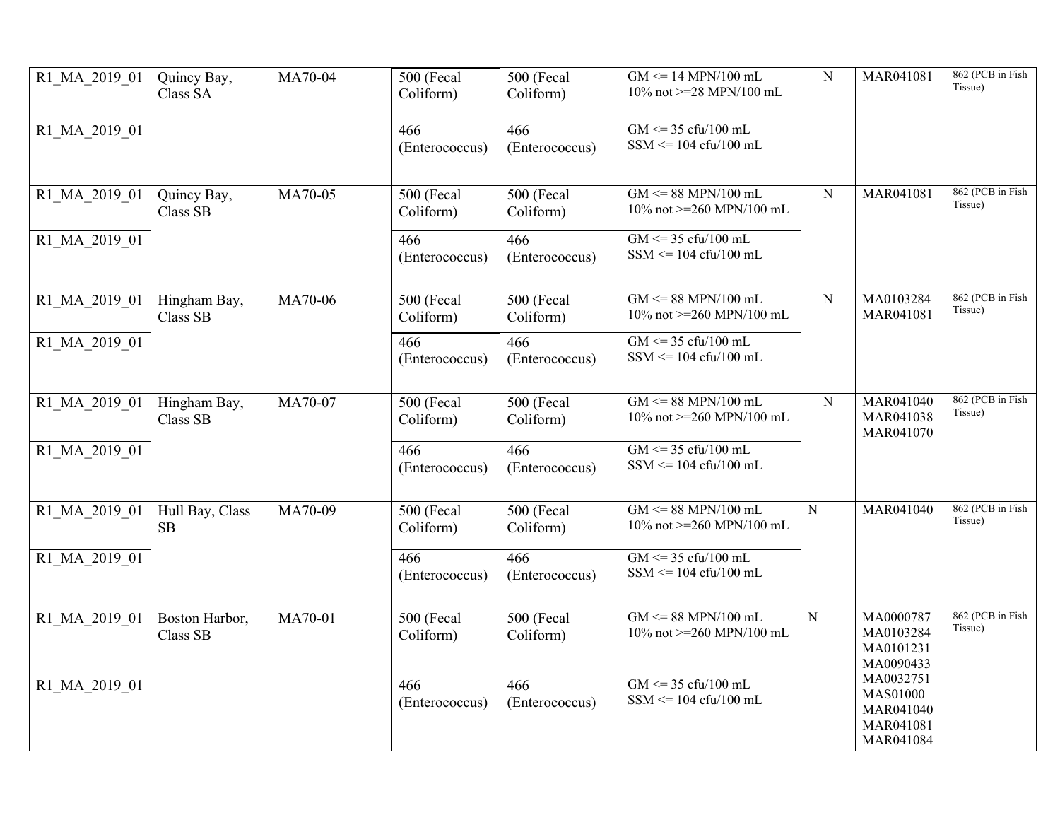| R1_MA_2019_01 | Quincy Bay, Class SA | MA70-04 | 500 (Fecal Coliform) | 500 (Fecal Coliform) | GM <= 14 MPN/100 mL<br>10% not >=28 MPN/100 mL | N | MAR041081 | 862 (PCB in Fish Tissue) |
|---|---|---|---|---|---|---|---|---|
| R1_MA_2019_01 | | | 466 (Enterococcus) | 466 (Enterococcus) | GM <= 35 cfu/100 mL<br>SSM <= 104 cfu/100 mL | | | |
| R1_MA_2019_01 | Quincy Bay, Class SB | MA70-05 | 500 (Fecal Coliform) | 500 (Fecal Coliform) | GM <= 88 MPN/100 mL<br>10% not >=260 MPN/100 mL | N | MAR041081 | 862 (PCB in Fish Tissue) |
| R1_MA_2019_01 | | | 466 (Enterococcus) | 466 (Enterococcus) | GM <= 35 cfu/100 mL<br>SSM <= 104 cfu/100 mL | | | |
| R1_MA_2019_01 | Hingham Bay, Class SB | MA70-06 | 500 (Fecal Coliform) | 500 (Fecal Coliform) | GM <= 88 MPN/100 mL<br>10% not >=260 MPN/100 mL | N | MA0103284<br>MAR041081 | 862 (PCB in Fish Tissue) |
| R1_MA_2019_01 | | | 466 (Enterococcus) | 466 (Enterococcus) | GM <= 35 cfu/100 mL<br>SSM <= 104 cfu/100 mL | | | |
| R1_MA_2019_01 | Hingham Bay, Class SB | MA70-07 | 500 (Fecal Coliform) | 500 (Fecal Coliform) | GM <= 88 MPN/100 mL<br>10% not >=260 MPN/100 mL | N | MAR041040<br>MAR041038<br>MAR041070 | 862 (PCB in Fish Tissue) |
| R1_MA_2019_01 | | | 466 (Enterococcus) | 466 (Enterococcus) | GM <= 35 cfu/100 mL<br>SSM <= 104 cfu/100 mL | | | |
| R1_MA_2019_01 | Hull Bay, Class SB | MA70-09 | 500 (Fecal Coliform) | 500 (Fecal Coliform) | GM <= 88 MPN/100 mL<br>10% not >=260 MPN/100 mL | N | MAR041040 | 862 (PCB in Fish Tissue) |
| R1_MA_2019_01 | | | 466 (Enterococcus) | 466 (Enterococcus) | GM <= 35 cfu/100 mL<br>SSM <= 104 cfu/100 mL | | | |
| R1_MA_2019_01 | Boston Harbor, Class SB | MA70-01 | 500 (Fecal Coliform) | 500 (Fecal Coliform) | GM <= 88 MPN/100 mL<br>10% not >=260 MPN/100 mL | N | MA0000787<br>MA0103284<br>MA0101231<br>MA0090433<br>MA0032751<br>MAS01000<br>MAR041040<br>MAR041081<br>MAR041084 | 862 (PCB in Fish Tissue) |
| R1_MA_2019_01 | | | 466 (Enterococcus) | 466 (Enterococcus) | GM <= 35 cfu/100 mL<br>SSM <= 104 cfu/100 mL | | | |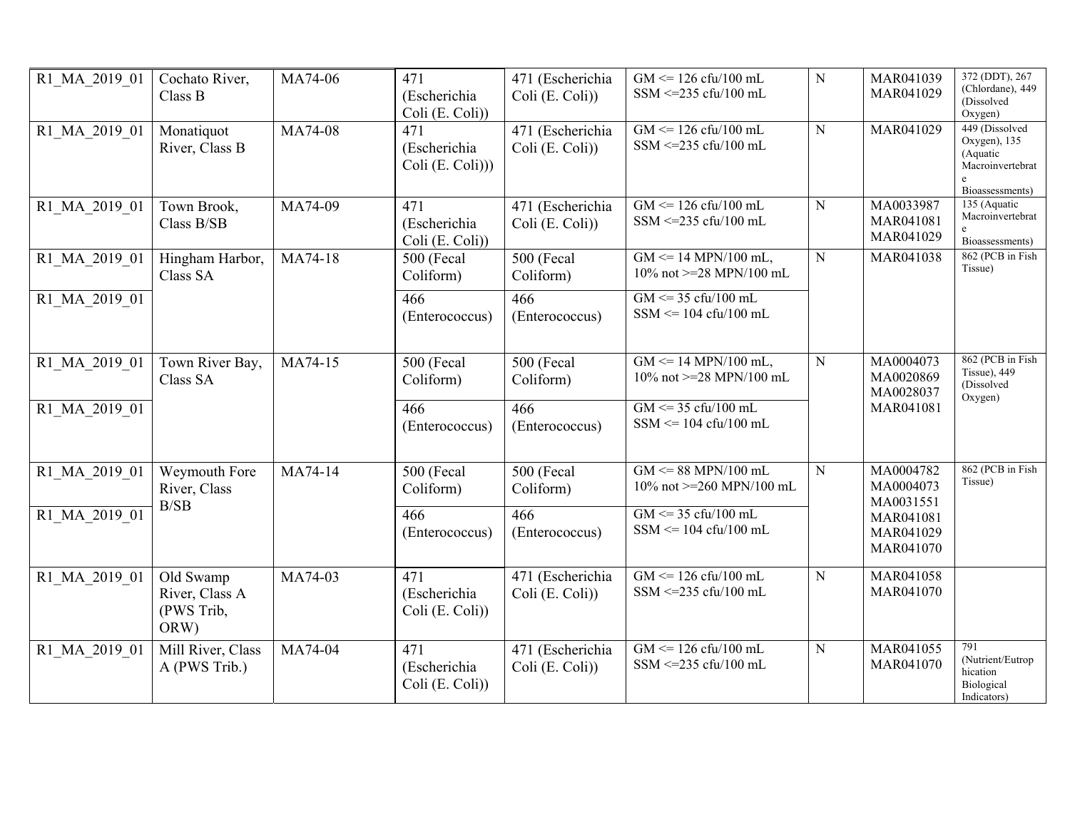| R1_MA_2019_01 | Cochato River, Class B | MA74-06 | 471 (Escherichia Coli (E. Coli)) | 471 (Escherichia Coli (E. Coli)) | GM <= 126 cfu/100 mL<br>SSM <=235 cfu/100 mL | N | MAR041039<br>MAR041029 | 372 (DDT), 267 (Chlordane), 449 (Dissolved Oxygen) |
|---|---|---|---|---|---|---|---|---|
| R1_MA_2019_01 | Monatiquot River, Class B | MA74-08 | 471 (Escherichia Coli (E. Coli))) | 471 (Escherichia Coli (E. Coli)) | GM <= 126 cfu/100 mL<br>SSM <=235 cfu/100 mL | N | MAR041029 | 449 (Dissolved Oxygen), 135 (Aquatic Macroinvertebrate Bioassessments) |
| R1_MA_2019_01 | Town Brook, Class B/SB | MA74-09 | 471 (Escherichia Coli (E. Coli)) | 471 (Escherichia Coli (E. Coli)) | GM <= 126 cfu/100 mL<br>SSM <=235 cfu/100 mL | N | MA0033987<br>MAR041081<br>MAR041029 | 135 (Aquatic Macroinvertebrate Bioassessments) |
| R1_MA_2019_01 | Hingham Harbor, Class SA | MA74-18 | 500 (Fecal Coliform) | 500 (Fecal Coliform) | GM <= 14 MPN/100 mL,<br>10% not >=28 MPN/100 mL | N | MAR041038 | 862 (PCB in Fish Tissue) |
| R1_MA_2019_01 | | | 466 (Enterococcus) | 466 (Enterococcus) | GM <= 35 cfu/100 mL<br>SSM <= 104 cfu/100 mL | | | |
| R1_MA_2019_01 | Town River Bay, Class SA | MA74-15 | 500 (Fecal Coliform) | 500 (Fecal Coliform) | GM <= 14 MPN/100 mL,<br>10% not >=28 MPN/100 mL | N | MA0004073<br>MA0020869<br>MA0028037<br>MAR041081 | 862 (PCB in Fish Tissue), 449 (Dissolved Oxygen) |
| R1_MA_2019_01 | | | 466 (Enterococcus) | 466 (Enterococcus) | GM <= 35 cfu/100 mL<br>SSM <= 104 cfu/100 mL | | | |
| R1_MA_2019_01 | Weymouth Fore River, Class B/SB | MA74-14 | 500 (Fecal Coliform) | 500 (Fecal Coliform) | GM <= 88 MPN/100 mL<br>10% not >=260 MPN/100 mL | N | MA0004782<br>MA0004073<br>MA0031551<br>MAR041081<br>MAR041029<br>MAR041070 | 862 (PCB in Fish Tissue) |
| R1_MA_2019_01 | | | 466 (Enterococcus) | 466 (Enterococcus) | GM <= 35 cfu/100 mL<br>SSM <= 104 cfu/100 mL | | | |
| R1_MA_2019_01 | Old Swamp River, Class A (PWS Trib, ORW) | MA74-03 | 471 (Escherichia Coli (E. Coli)) | 471 (Escherichia Coli (E. Coli)) | GM <= 126 cfu/100 mL<br>SSM <=235 cfu/100 mL | N | MAR041058<br>MAR041070 | |
| R1_MA_2019_01 | Mill River, Class A (PWS Trib.) | MA74-04 | 471 (Escherichia Coli (E. Coli)) | 471 (Escherichia Coli (E. Coli)) | GM <= 126 cfu/100 mL<br>SSM <=235 cfu/100 mL | N | MAR041055<br>MAR041070 | 791 (Nutrient/Eutrophication Biological Indicators) |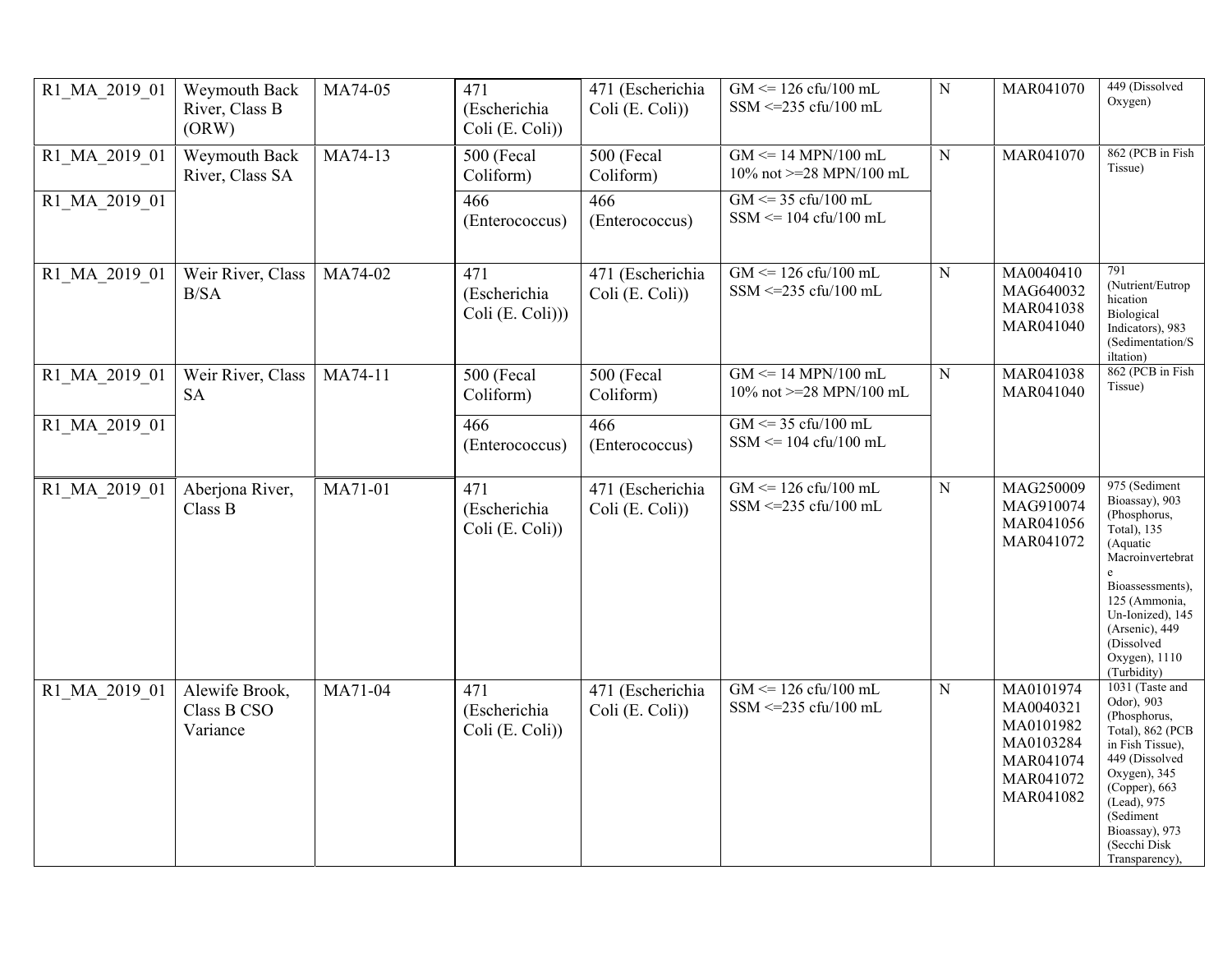| R1_MA_2019_01 | Weymouth Back River, Class B (ORW) | MA74-05 | 471 (Escherichia Coli (E. Coli)) | 471 (Escherichia Coli (E. Coli)) | GM <= 126 cfu/100 mL<br>SSM <=235 cfu/100 mL | N | MAR041070 | 449 (Dissolved Oxygen) |
|---|---|---|---|---|---|---|---|---|
| R1_MA_2019_01 | Weymouth Back River, Class SA | MA74-13 | 500 (Fecal Coliform) | 500 (Fecal Coliform) | GM <= 14 MPN/100 mL<br>10% not >=28 MPN/100 mL | N | MAR041070 | 862 (PCB in Fish Tissue) |
| R1_MA_2019_01 | | | 466 (Enterococcus) | 466 (Enterococcus) | GM <= 35 cfu/100 mL<br>SSM <= 104 cfu/100 mL | | | |
| R1_MA_2019_01 | Weir River, Class B/SA | MA74-02 | 471 (Escherichia Coli (E. Coli))) | 471 (Escherichia Coli (E. Coli)) | GM <= 126 cfu/100 mL<br>SSM <=235 cfu/100 mL | N | MA0040410<br>MAG640032<br>MAR041038<br>MAR041040 | 791 (Nutrient/Eutrophication Biological Indicators), 983 (Sedimentation/Siltation) |
| R1_MA_2019_01 | Weir River, Class SA | MA74-11 | 500 (Fecal Coliform) | 500 (Fecal Coliform) | GM <= 14 MPN/100 mL<br>10% not >=28 MPN/100 mL | N | MAR041038<br>MAR041040 | 862 (PCB in Fish Tissue) |
| R1_MA_2019_01 | | | 466 (Enterococcus) | 466 (Enterococcus) | GM <= 35 cfu/100 mL<br>SSM <= 104 cfu/100 mL | | | |
| R1_MA_2019_01 | Aberjona River, Class B | MA71-01 | 471 (Escherichia Coli (E. Coli)) | 471 (Escherichia Coli (E. Coli)) | GM <= 126 cfu/100 mL<br>SSM <=235 cfu/100 mL | N | MAG250009<br>MAG910074<br>MAR041056<br>MAR041072 | 975 (Sediment Bioassay), 903 (Phosphorus, Total), 135 (Aquatic Macroinvertebrate Bioassessments), 125 (Ammonia, Un-Ionized), 145 (Arsenic), 449 (Dissolved Oxygen), 1110 (Turbidity) |
| R1_MA_2019_01 | Alewife Brook, Class B CSO Variance | MA71-04 | 471 (Escherichia Coli (E. Coli)) | 471 (Escherichia Coli (E. Coli)) | GM <= 126 cfu/100 mL<br>SSM <=235 cfu/100 mL | N | MA0101974<br>MA0040321<br>MA0101982<br>MA0103284<br>MAR041074<br>MAR041072<br>MAR041082 | 1031 (Taste and Odor), 903 (Phosphorus, Total), 862 (PCB in Fish Tissue), 449 (Dissolved Oxygen), 345 (Copper), 663 (Lead), 975 (Sediment Bioassay), 973 (Secchi Disk Transparency), |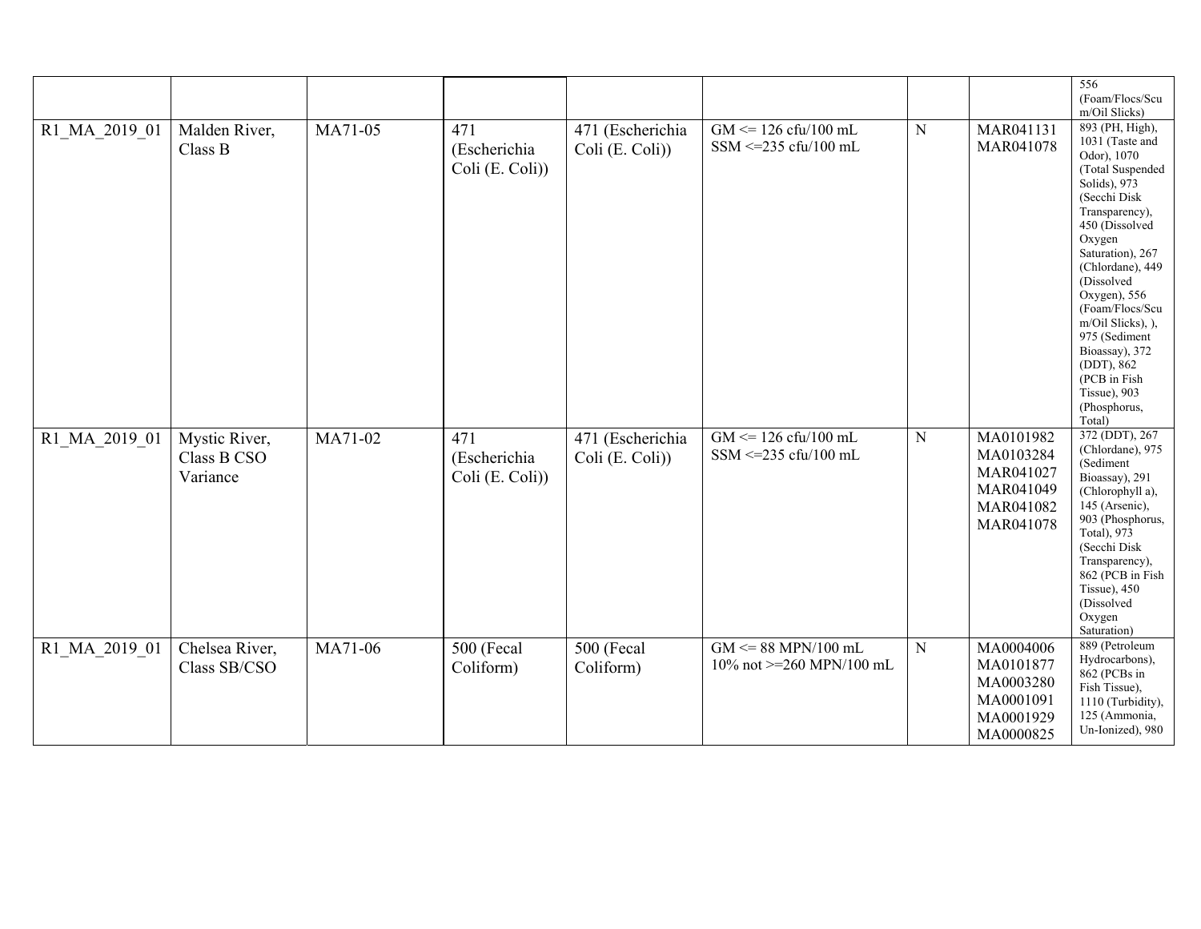| | | | | | | | | |
|---|---|---|---|---|---|---|---|---|
| | | | | | | | | 556 (Foam/Flocs/Scum/Oil Slicks) |
| R1_MA_2019_01 | Malden River, Class B | MA71-05 | 471 (Escherichia Coli (E. Coli)) | 471 (Escherichia Coli (E. Coli)) | GM <= 126 cfu/100 mL<br>SSM <=235 cfu/100 mL | N | MAR041131<br>MAR041078 | 893 (PH, High), 1031 (Taste and Odor), 1070 (Total Suspended Solids), 973 (Secchi Disk Transparency), 450 (Dissolved Oxygen Saturation), 267 (Chlordane), 449 (Dissolved Oxygen), 556 (Foam/Flocs/Scum/Oil Slicks), ), 975 (Sediment Bioassay), 372 (DDT), 862 (PCB in Fish Tissue), 903 (Phosphorus, Total) |
| R1_MA_2019_01 | Mystic River, Class B CSO Variance | MA71-02 | 471 (Escherichia Coli (E. Coli)) | 471 (Escherichia Coli (E. Coli)) | GM <= 126 cfu/100 mL<br>SSM <=235 cfu/100 mL | N | MA0101982<br>MA0103284<br>MAR041027<br>MAR041049<br>MAR041082<br>MAR041078 | 372 (DDT), 267 (Chlordane), 975 (Sediment Bioassay), 291 (Chlorophyll a), 145 (Arsenic), 903 (Phosphorus, Total), 973 (Secchi Disk Transparency), 862 (PCB in Fish Tissue), 450 (Dissolved Oxygen Saturation) |
| R1_MA_2019_01 | Chelsea River, Class SB/CSO | MA71-06 | 500 (Fecal Coliform) | 500 (Fecal Coliform) | GM <= 88 MPN/100 mL<br>10% not >=260 MPN/100 mL | N | MA0004006<br>MA0101877<br>MA0003280<br>MA0001091<br>MA0001929<br>MA0000825 | 889 (Petroleum Hydrocarbons), 862 (PCBs in Fish Tissue), 1110 (Turbidity), 125 (Ammonia, Un-Ionized), 980 |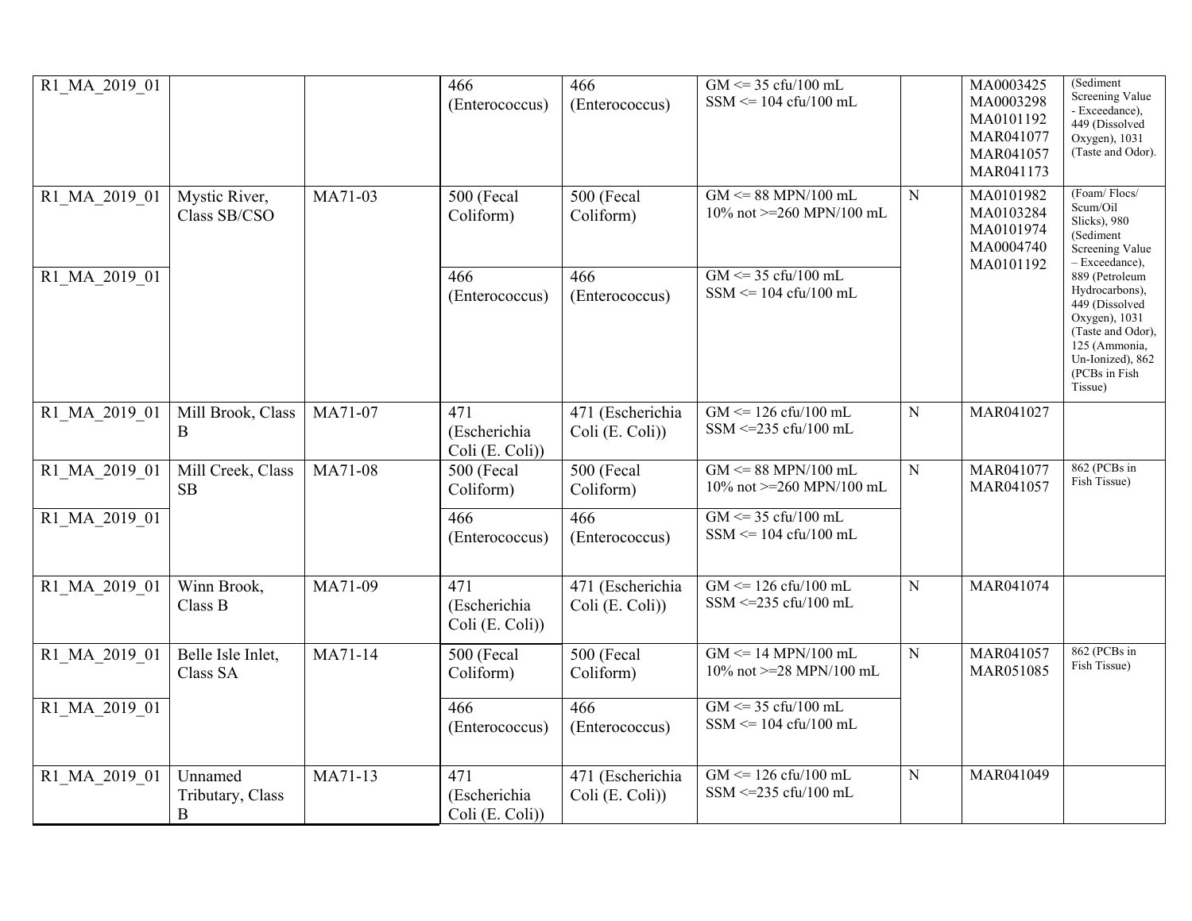| R1_MA_2019_01 | | | 466 (Enterococcus) | 466 (Enterococcus) | GM <= 35 cfu/100 mL<br>SSM <= 104 cfu/100 mL | | MA0003425<br>MA0003298<br>MA0101192<br>MAR041077<br>MAR041057<br>MAR041173 | (Sediment Screening Value - Exceedance), 449 (Dissolved Oxygen), 1031 (Taste and Odor). |
|---|---|---|---|---|---|---|---|---|
| R1_MA_2019_01 | Mystic River, Class SB/CSO | MA71-03 | 500 (Fecal Coliform) | 500 (Fecal Coliform) | GM <= 88 MPN/100 mL<br>10% not >=260 MPN/100 mL | N | MA0101982<br>MA0103284<br>MA0101974<br>MA0004740<br>MA0101192 | (Foam/ Flocs/ Scum/Oil Slicks), 980 (Sediment Screening Value – Exceedance), 889 (Petroleum Hydrocarbons), 449 (Dissolved Oxygen), 1031 (Taste and Odor), 125 (Ammonia, Un-Ionized), 862 (PCBs in Fish Tissue) |
| R1_MA_2019_01 | | | 466 (Enterococcus) | 466 (Enterococcus) | GM <= 35 cfu/100 mL<br>SSM <= 104 cfu/100 mL | | | |
| R1_MA_2019_01 | Mill Brook, Class B | MA71-07 | 471 (Escherichia Coli (E. Coli)) | 471 (Escherichia Coli (E. Coli)) | GM <= 126 cfu/100 mL<br>SSM <=235 cfu/100 mL | N | MAR041027 | |
| R1_MA_2019_01 | Mill Creek, Class SB | MA71-08 | 500 (Fecal Coliform) | 500 (Fecal Coliform) | GM <= 88 MPN/100 mL<br>10% not >=260 MPN/100 mL | N | MAR041077<br>MAR041057 | 862 (PCBs in Fish Tissue) |
| R1_MA_2019_01 | | | 466 (Enterococcus) | 466 (Enterococcus) | GM <= 35 cfu/100 mL<br>SSM <= 104 cfu/100 mL | | | |
| R1_MA_2019_01 | Winn Brook, Class B | MA71-09 | 471 (Escherichia Coli (E. Coli)) | 471 (Escherichia Coli (E. Coli)) | GM <= 126 cfu/100 mL<br>SSM <=235 cfu/100 mL | N | MAR041074 | |
| R1_MA_2019_01 | Belle Isle Inlet, Class SA | MA71-14 | 500 (Fecal Coliform) | 500 (Fecal Coliform) | GM <= 14 MPN/100 mL<br>10% not >=28 MPN/100 mL | N | MAR041057<br>MAR051085 | 862 (PCBs in Fish Tissue) |
| R1_MA_2019_01 | | | 466 (Enterococcus) | 466 (Enterococcus) | GM <= 35 cfu/100 mL<br>SSM <= 104 cfu/100 mL | | | |
| R1_MA_2019_01 | Unnamed Tributary, Class B | MA71-13 | 471 (Escherichia Coli (E. Coli)) | 471 (Escherichia Coli (E. Coli)) | GM <= 126 cfu/100 mL<br>SSM <=235 cfu/100 mL | N | MAR041049 | |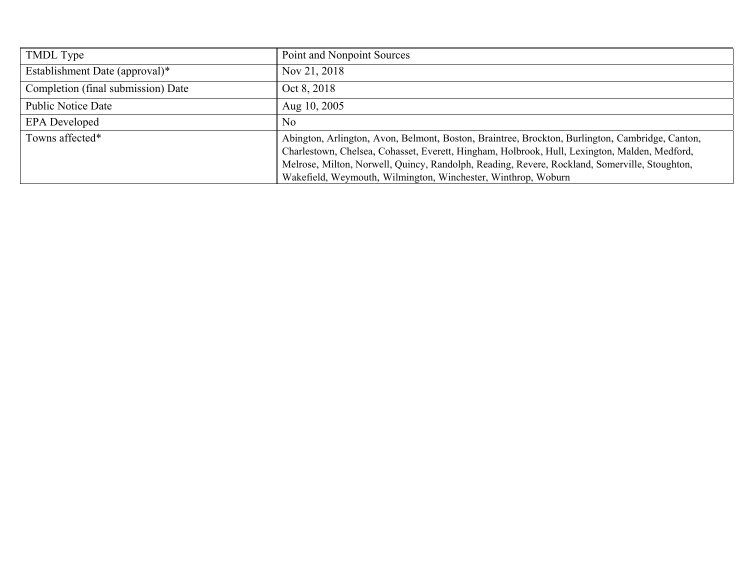| | |
|---|---|
| TMDL Type | Point and Nonpoint Sources |
| Establishment Date (approval)* | Nov 21, 2018 |
| Completion (final submission) Date | Oct 8, 2018 |
| Public Notice Date | Aug 10, 2005 |
| EPA Developed | No |
| Towns affected* | Abington, Arlington, Avon, Belmont, Boston, Braintree, Brockton, Burlington, Cambridge, Canton, Charlestown, Chelsea, Cohasset, Everett, Hingham, Holbrook, Hull, Lexington, Malden, Medford, Melrose, Milton, Norwell, Quincy, Randolph, Reading, Revere, Rockland, Somerville, Stoughton, Wakefield, Weymouth, Wilmington, Winchester, Winthrop, Woburn |